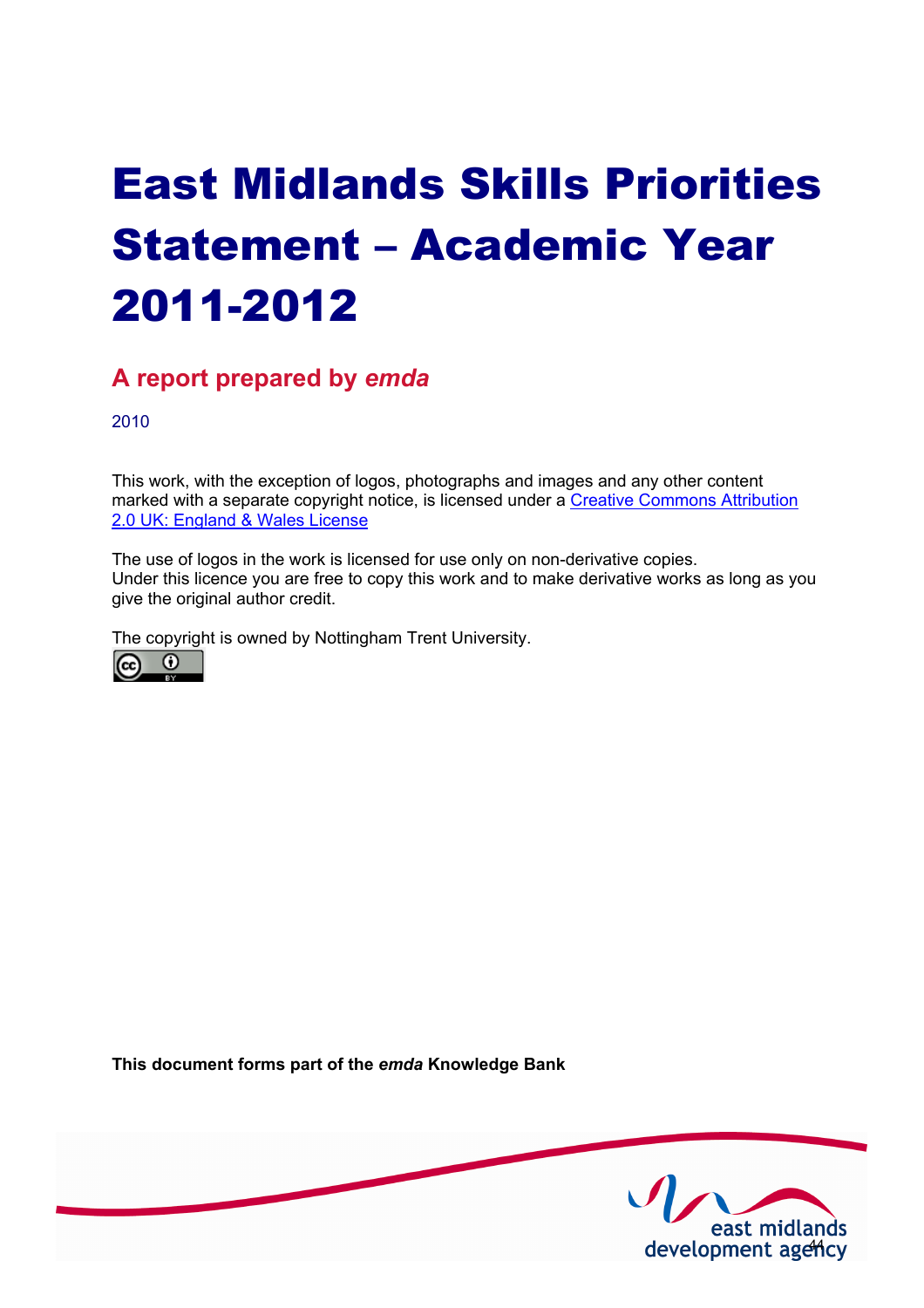# East Midlands Skills Priorities Statement – Academic Year 2011-2012

## A report prepared by *emda*

2010

This work, with the exception of logos, photographs and images and any other content marked with a separate copyright notice, is licensed under a Creative Commons Attribution 2.0 UK: England & Wales License

The use of logos in the work is licensed for use only on non-derivative copies.
Under this licence you are free to copy this work and to make derivative works as long as you give the original author credit.

The copyright is owned by Nottingham Trent University.

**This document forms part of the *emda* Knowledge Bank**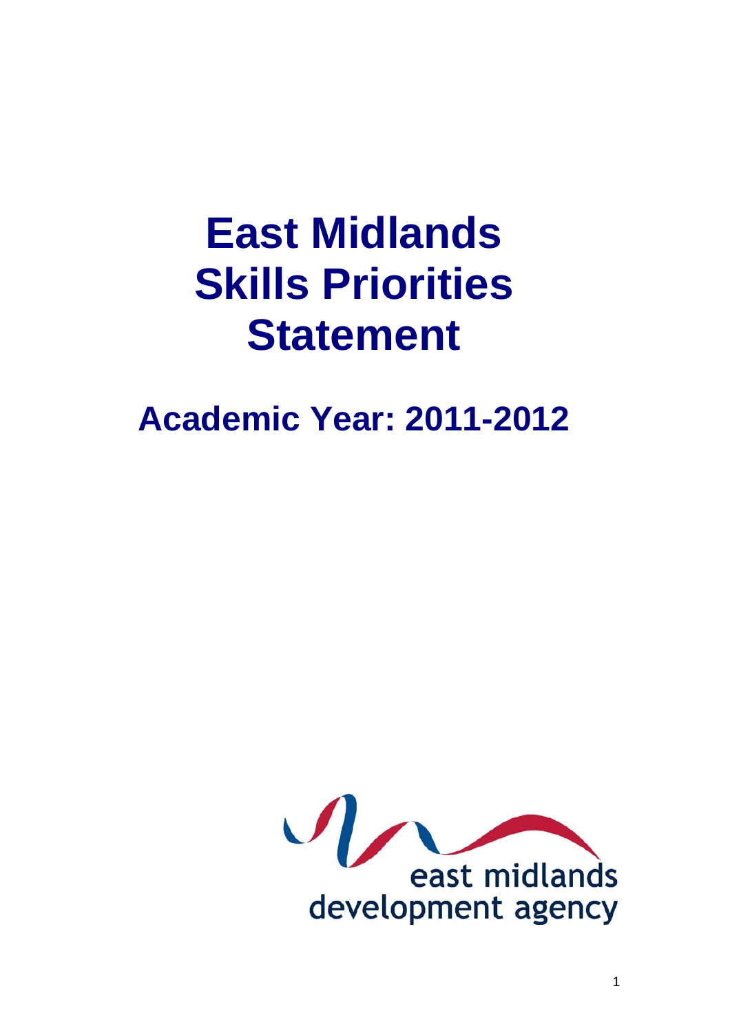# East Midlands Skills Priorities Statement

## Academic Year: 2011-2012

east midlands development agency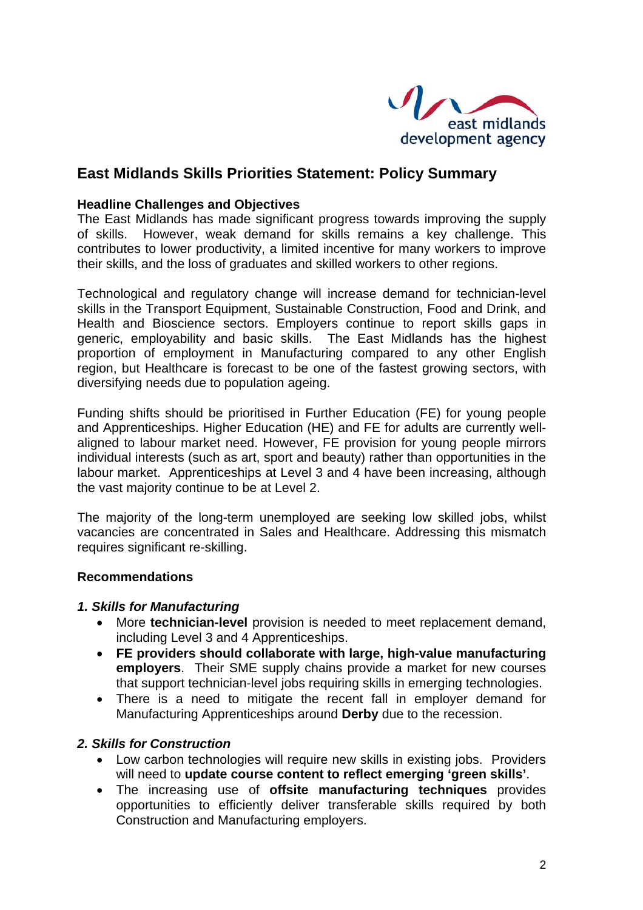# East Midlands Skills Priorities Statement: Policy Summary

**Headline Challenges and Objectives**

The East Midlands has made significant progress towards improving the supply of skills. However, weak demand for skills remains a key challenge. This contributes to lower productivity, a limited incentive for many workers to improve their skills, and the loss of graduates and skilled workers to other regions.

Technological and regulatory change will increase demand for technician-level skills in the Transport Equipment, Sustainable Construction, Food and Drink, and Health and Bioscience sectors. Employers continue to report skills gaps in generic, employability and basic skills. The East Midlands has the highest proportion of employment in Manufacturing compared to any other English region, but Healthcare is forecast to be one of the fastest growing sectors, with diversifying needs due to population ageing.

Funding shifts should be prioritised in Further Education (FE) for young people and Apprenticeships. Higher Education (HE) and FE for adults are currently well-aligned to labour market need. However, FE provision for young people mirrors individual interests (such as art, sport and beauty) rather than opportunities in the labour market. Apprenticeships at Level 3 and 4 have been increasing, although the vast majority continue to be at Level 2.

The majority of the long-term unemployed are seeking low skilled jobs, whilst vacancies are concentrated in Sales and Healthcare. Addressing this mismatch requires significant re-skilling.

**Recommendations**

***1. Skills for Manufacturing***

- More **technician-level** provision is needed to meet replacement demand, including Level 3 and 4 Apprenticeships.
- **FE providers should collaborate with large, high-value manufacturing employers**. Their SME supply chains provide a market for new courses that support technician-level jobs requiring skills in emerging technologies.
- There is a need to mitigate the recent fall in employer demand for Manufacturing Apprenticeships around **Derby** due to the recession.

***2. Skills for Construction***

- Low carbon technologies will require new skills in existing jobs. Providers will need to **update course content to reflect emerging 'green skills'**.
- The increasing use of **offsite manufacturing techniques** provides opportunities to efficiently deliver transferable skills required by both Construction and Manufacturing employers.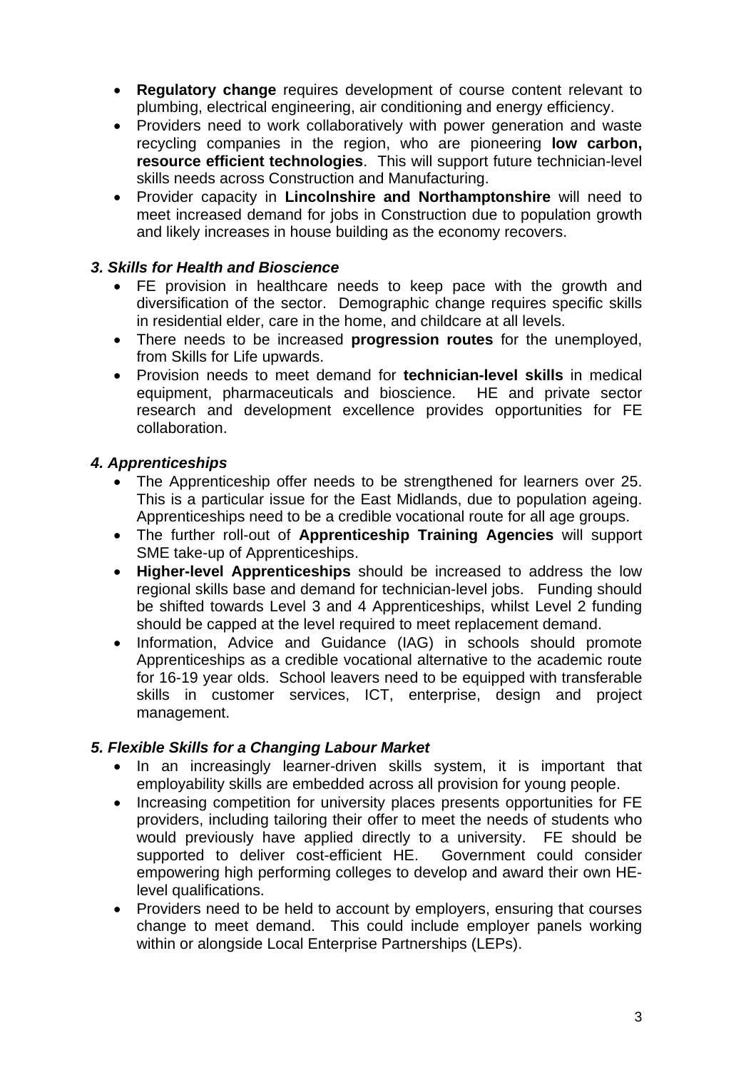- **Regulatory change** requires development of course content relevant to plumbing, electrical engineering, air conditioning and energy efficiency.
- Providers need to work collaboratively with power generation and waste recycling companies in the region, who are pioneering **low carbon, resource efficient technologies**. This will support future technician-level skills needs across Construction and Manufacturing.
- Provider capacity in **Lincolnshire and Northamptonshire** will need to meet increased demand for jobs in Construction due to population growth and likely increases in house building as the economy recovers.

### *3. Skills for Health and Bioscience*

- FE provision in healthcare needs to keep pace with the growth and diversification of the sector. Demographic change requires specific skills in residential elder, care in the home, and childcare at all levels.
- There needs to be increased **progression routes** for the unemployed, from Skills for Life upwards.
- Provision needs to meet demand for **technician-level skills** in medical equipment, pharmaceuticals and bioscience. HE and private sector research and development excellence provides opportunities for FE collaboration.

### *4. Apprenticeships*

- The Apprenticeship offer needs to be strengthened for learners over 25. This is a particular issue for the East Midlands, due to population ageing. Apprenticeships need to be a credible vocational route for all age groups.
- The further roll-out of **Apprenticeship Training Agencies** will support SME take-up of Apprenticeships.
- **Higher-level Apprenticeships** should be increased to address the low regional skills base and demand for technician-level jobs. Funding should be shifted towards Level 3 and 4 Apprenticeships, whilst Level 2 funding should be capped at the level required to meet replacement demand.
- Information, Advice and Guidance (IAG) in schools should promote Apprenticeships as a credible vocational alternative to the academic route for 16-19 year olds. School leavers need to be equipped with transferable skills in customer services, ICT, enterprise, design and project management.

### *5. Flexible Skills for a Changing Labour Market*

- In an increasingly learner-driven skills system, it is important that employability skills are embedded across all provision for young people.
- Increasing competition for university places presents opportunities for FE providers, including tailoring their offer to meet the needs of students who would previously have applied directly to a university. FE should be supported to deliver cost-efficient HE. Government could consider empowering high performing colleges to develop and award their own HE-level qualifications.
- Providers need to be held to account by employers, ensuring that courses change to meet demand. This could include employer panels working within or alongside Local Enterprise Partnerships (LEPs).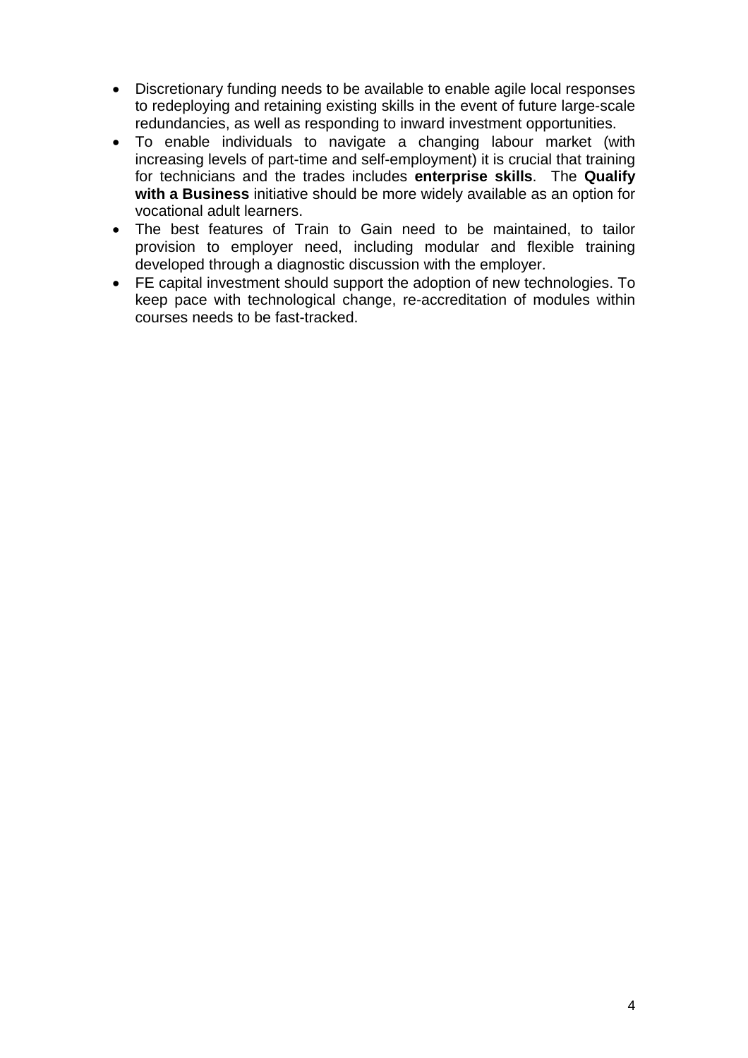- Discretionary funding needs to be available to enable agile local responses to redeploying and retaining existing skills in the event of future large-scale redundancies, as well as responding to inward investment opportunities.
- To enable individuals to navigate a changing labour market (with increasing levels of part-time and self-employment) it is crucial that training for technicians and the trades includes **enterprise skills**. The **Qualify with a Business** initiative should be more widely available as an option for vocational adult learners.
- The best features of Train to Gain need to be maintained, to tailor provision to employer need, including modular and flexible training developed through a diagnostic discussion with the employer.
- FE capital investment should support the adoption of new technologies. To keep pace with technological change, re-accreditation of modules within courses needs to be fast-tracked.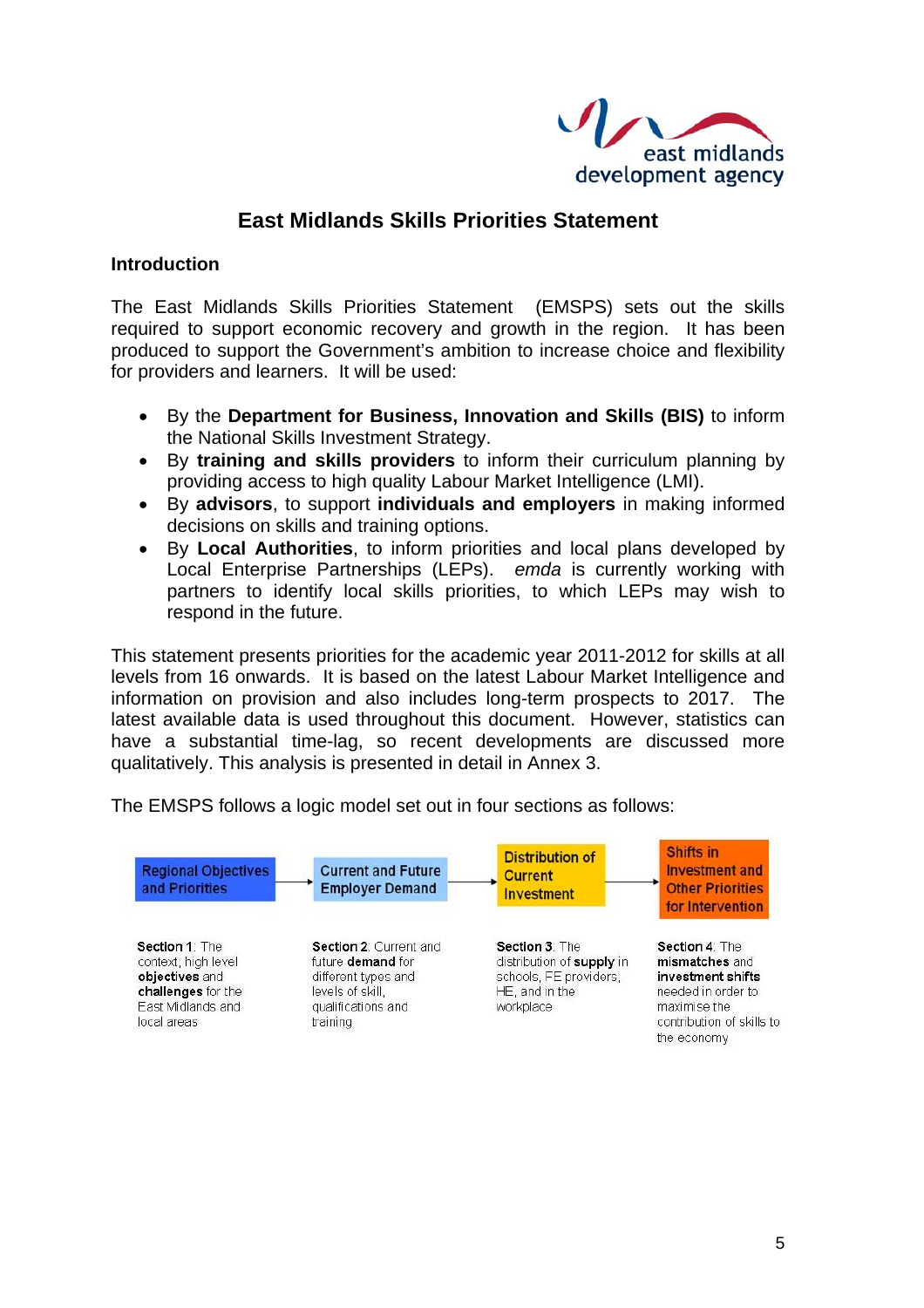# East Midlands Skills Priorities Statement

## Introduction

The East Midlands Skills Priorities Statement (EMSPS) sets out the skills required to support economic recovery and growth in the region. It has been produced to support the Government's ambition to increase choice and flexibility for providers and learners. It will be used:

- By the **Department for Business, Innovation and Skills (BIS)** to inform the National Skills Investment Strategy.
- By **training and skills providers** to inform their curriculum planning by providing access to high quality Labour Market Intelligence (LMI).
- By **advisors**, to support **individuals and employers** in making informed decisions on skills and training options.
- By **Local Authorities**, to inform priorities and local plans developed by Local Enterprise Partnerships (LEPs). *emda* is currently working with partners to identify local skills priorities, to which LEPs may wish to respond in the future.

This statement presents priorities for the academic year 2011-2012 for skills at all levels from 16 onwards. It is based on the latest Labour Market Intelligence and information on provision and also includes long-term prospects to 2017. The latest available data is used throughout this document. However, statistics can have a substantial time-lag, so recent developments are discussed more qualitatively. This analysis is presented in detail in Annex 3.

The EMSPS follows a logic model set out in four sections as follows:

| Regional Objectives and Priorities | → | Current and Future Employer Demand | → | Distribution of Current Investment | → | Shifts in Investment and Other Priorities for Intervention |
|---|---|---|---|---|---|---|
| **Section 1**: The context, high level **objectives** and **challenges** for the East Midlands and local areas | | **Section 2**: Current and future **demand** for different types and levels of skill, qualifications and training | | **Section 3**: The distribution of **supply** in schools, FE providers, HE, and in the workplace | | **Section 4**: The **mismatches** and **investment shifts** needed in order to maximise the contribution of skills to the economy |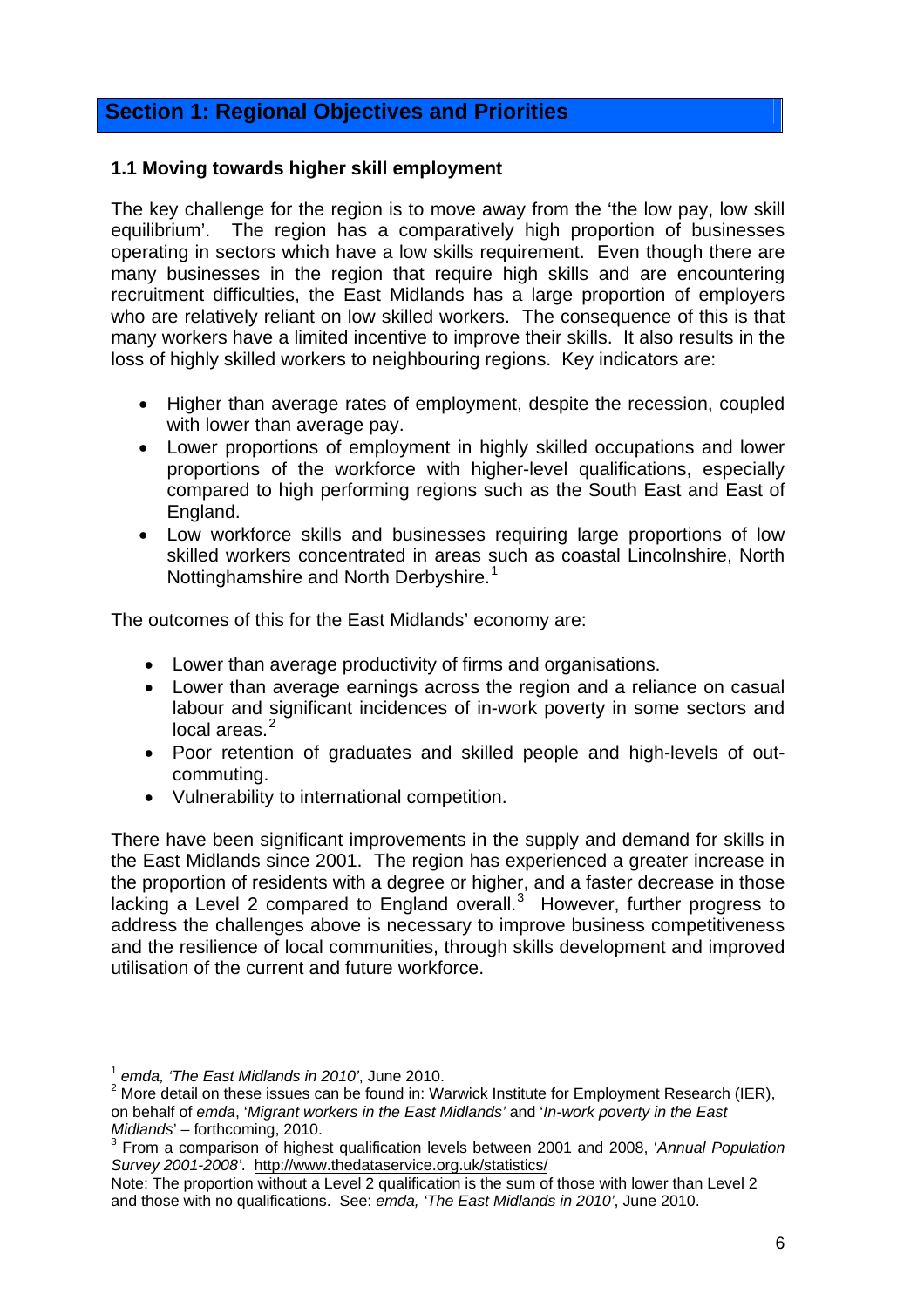## Section 1: Regional Objectives and Priorities

### 1.1 Moving towards higher skill employment

The key challenge for the region is to move away from the 'the low pay, low skill equilibrium'. The region has a comparatively high proportion of businesses operating in sectors which have a low skills requirement. Even though there are many businesses in the region that require high skills and are encountering recruitment difficulties, the East Midlands has a large proportion of employers who are relatively reliant on low skilled workers. The consequence of this is that many workers have a limited incentive to improve their skills. It also results in the loss of highly skilled workers to neighbouring regions. Key indicators are:

- Higher than average rates of employment, despite the recession, coupled with lower than average pay.
- Lower proportions of employment in highly skilled occupations and lower proportions of the workforce with higher-level qualifications, especially compared to high performing regions such as the South East and East of England.
- Low workforce skills and businesses requiring large proportions of low skilled workers concentrated in areas such as coastal Lincolnshire, North Nottinghamshire and North Derbyshire.[1]

The outcomes of this for the East Midlands' economy are:

- Lower than average productivity of firms and organisations.
- Lower than average earnings across the region and a reliance on casual labour and significant incidences of in-work poverty in some sectors and local areas.[2]
- Poor retention of graduates and skilled people and high-levels of out-commuting.
- Vulnerability to international competition.

There have been significant improvements in the supply and demand for skills in the East Midlands since 2001. The region has experienced a greater increase in the proportion of residents with a degree or higher, and a faster decrease in those lacking a Level 2 compared to England overall.[3] However, further progress to address the challenges above is necessary to improve business competitiveness and the resilience of local communities, through skills development and improved utilisation of the current and future workforce.

---

[1] *emda, 'The East Midlands in 2010'*, June 2010.

[2] More detail on these issues can be found in: Warwick Institute for Employment Research (IER), on behalf of *emda*, '*Migrant workers in the East Midlands'* and '*In-work poverty in the East Midlands*' – forthcoming, 2010.

[3] From a comparison of highest qualification levels between 2001 and 2008, '*Annual Population Survey 2001-2008'*. http://www.thedataservice.org.uk/statistics/

Note: The proportion without a Level 2 qualification is the sum of those with lower than Level 2 and those with no qualifications. See: *emda, 'The East Midlands in 2010'*, June 2010.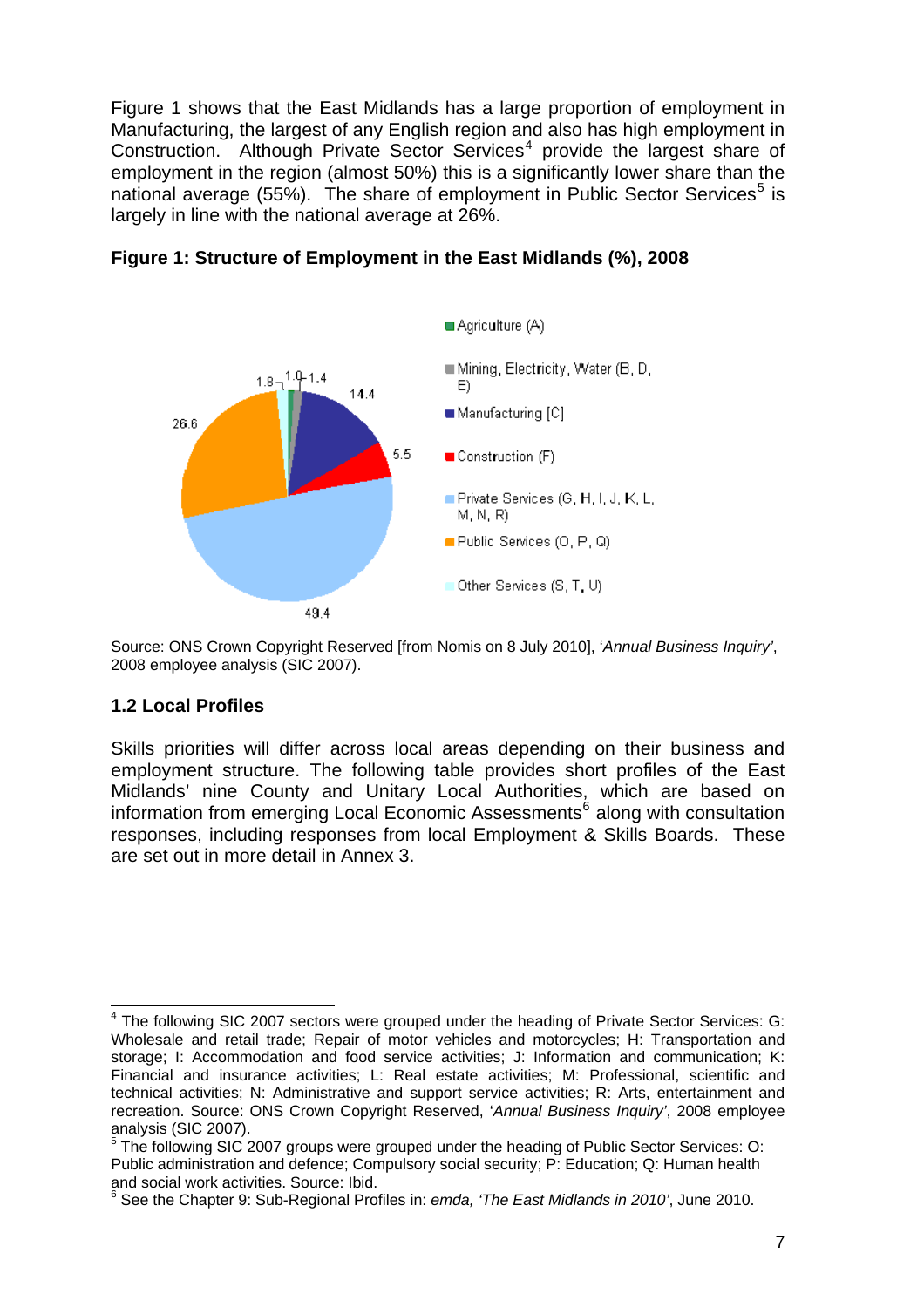Figure 1 shows that the East Midlands has a large proportion of employment in Manufacturing, the largest of any English region and also has high employment in Construction. Although Private Sector Services[4] provide the largest share of employment in the region (almost 50%) this is a significantly lower share than the national average (55%). The share of employment in Public Sector Services[5] is largely in line with the national average at 26%.

**Figure 1: Structure of Employment in the East Midlands (%), 2008**

| Sector | % |
|---|---|
| Agriculture (A) | 1.0 |
| Mining, Electricity, Water (B, D, E) | 1.4 |
| Manufacturing [C] | 14.4 |
| Construction (F) | 5.5 |
| Private Services (G, H, I, J, K, L, M, N, R) | 49.4 |
| Public Services (O, P, Q) | 26.6 |
| Other Services (S, T, U) | 1.8 |

Source: ONS Crown Copyright Reserved [from Nomis on 8 July 2010], '*Annual Business Inquiry*', 2008 employee analysis (SIC 2007).

## 1.2 Local Profiles

Skills priorities will differ across local areas depending on their business and employment structure. The following table provides short profiles of the East Midlands' nine County and Unitary Local Authorities, which are based on information from emerging Local Economic Assessments[6] along with consultation responses, including responses from local Employment & Skills Boards. These are set out in more detail in Annex 3.

---

[4] The following SIC 2007 sectors were grouped under the heading of Private Sector Services: G: Wholesale and retail trade; Repair of motor vehicles and motorcycles; H: Transportation and storage; I: Accommodation and food service activities; J: Information and communication; K: Financial and insurance activities; L: Real estate activities; M: Professional, scientific and technical activities; N: Administrative and support service activities; R: Arts, entertainment and recreation. Source: ONS Crown Copyright Reserved, '*Annual Business Inquiry*', 2008 employee analysis (SIC 2007).

[5] The following SIC 2007 groups were grouped under the heading of Public Sector Services: O: Public administration and defence; Compulsory social security; P: Education; Q: Human health and social work activities. Source: Ibid.

[6] See the Chapter 9: Sub-Regional Profiles in: *emda, 'The East Midlands in 2010'*, June 2010.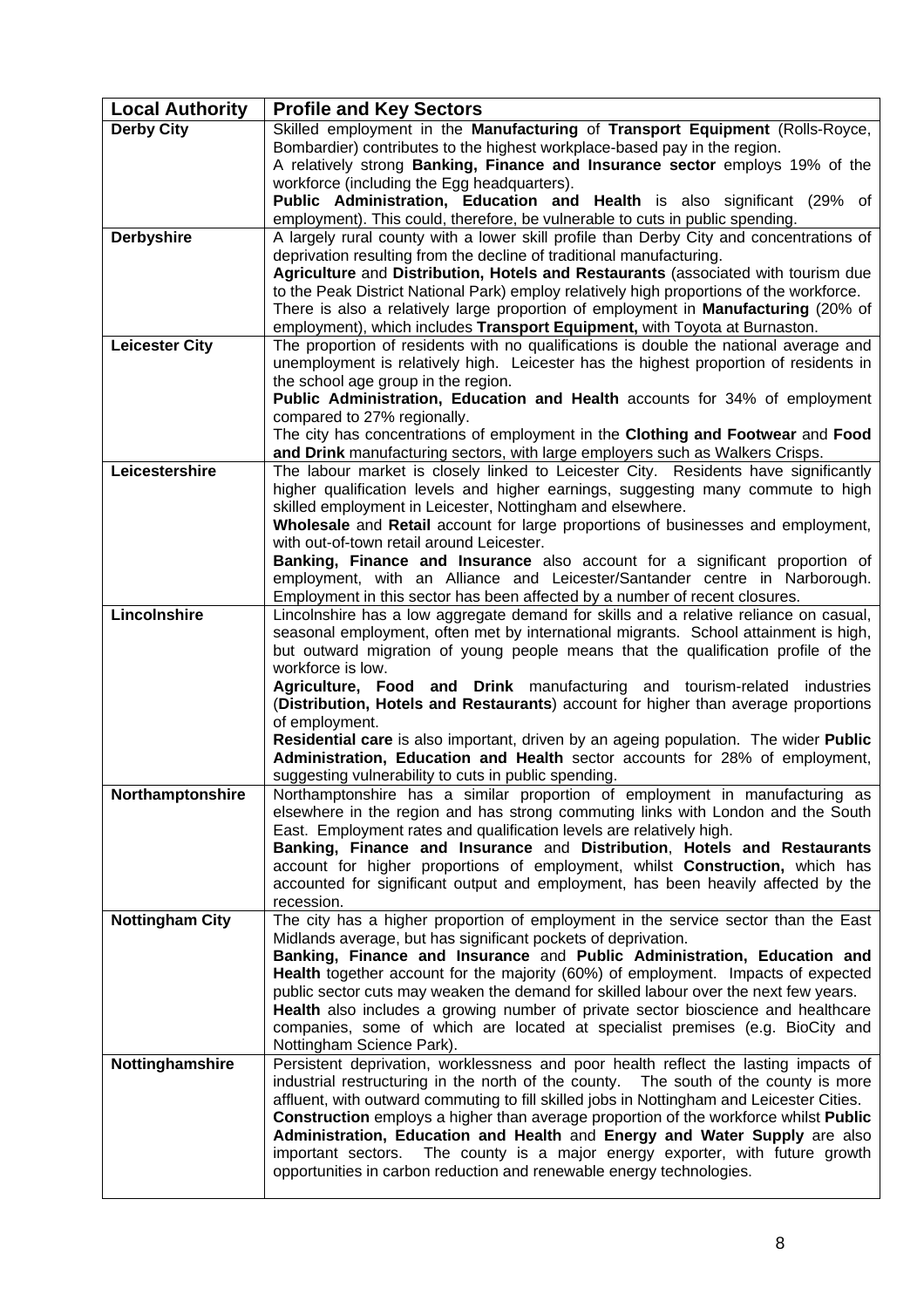| Local Authority | Profile and Key Sectors |
| --- | --- |
| **Derby City** | Skilled employment in the **Manufacturing** of **Transport Equipment** (Rolls-Royce, Bombardier) contributes to the highest workplace-based pay in the region.<br>A relatively strong **Banking, Finance and Insurance sector** employs 19% of the workforce (including the Egg headquarters).<br>**Public Administration, Education and Health** is also significant (29% of employment). This could, therefore, be vulnerable to cuts in public spending. |
| **Derbyshire** | A largely rural county with a lower skill profile than Derby City and concentrations of deprivation resulting from the decline of traditional manufacturing.<br>**Agriculture** and **Distribution, Hotels and Restaurants** (associated with tourism due to the Peak District National Park) employ relatively high proportions of the workforce.<br>There is also a relatively large proportion of employment in **Manufacturing** (20% of employment), which includes **Transport Equipment,** with Toyota at Burnaston. |
| **Leicester City** | The proportion of residents with no qualifications is double the national average and unemployment is relatively high. Leicester has the highest proportion of residents in the school age group in the region.<br>**Public Administration, Education and Health** accounts for 34% of employment compared to 27% regionally.<br>The city has concentrations of employment in the **Clothing and Footwear** and **Food and Drink** manufacturing sectors, with large employers such as Walkers Crisps. |
| **Leicestershire** | The labour market is closely linked to Leicester City. Residents have significantly higher qualification levels and higher earnings, suggesting many commute to high skilled employment in Leicester, Nottingham and elsewhere.<br>**Wholesale** and **Retail** account for large proportions of businesses and employment, with out-of-town retail around Leicester.<br>**Banking, Finance and Insurance** also account for a significant proportion of employment, with an Alliance and Leicester/Santander centre in Narborough. Employment in this sector has been affected by a number of recent closures. |
| **Lincolnshire** | Lincolnshire has a low aggregate demand for skills and a relative reliance on casual, seasonal employment, often met by international migrants. School attainment is high, but outward migration of young people means that the qualification profile of the workforce is low.<br>**Agriculture, Food and Drink** manufacturing and tourism-related industries (**Distribution, Hotels and Restaurants**) account for higher than average proportions of employment.<br>**Residential care** is also important, driven by an ageing population. The wider **Public Administration, Education and Health** sector accounts for 28% of employment, suggesting vulnerability to cuts in public spending. |
| **Northamptonshire** | Northamptonshire has a similar proportion of employment in manufacturing as elsewhere in the region and has strong commuting links with London and the South East. Employment rates and qualification levels are relatively high.<br>**Banking, Finance and Insurance** and **Distribution**, **Hotels and Restaurants** account for higher proportions of employment, whilst **Construction,** which has accounted for significant output and employment, has been heavily affected by the recession. |
| **Nottingham City** | The city has a higher proportion of employment in the service sector than the East Midlands average, but has significant pockets of deprivation.<br>**Banking, Finance and Insurance** and **Public Administration, Education and Health** together account for the majority (60%) of employment. Impacts of expected public sector cuts may weaken the demand for skilled labour over the next few years.<br>**Health** also includes a growing number of private sector bioscience and healthcare companies, some of which are located at specialist premises (e.g. BioCity and Nottingham Science Park). |
| **Nottinghamshire** | Persistent deprivation, worklessness and poor health reflect the lasting impacts of industrial restructuring in the north of the county. The south of the county is more affluent, with outward commuting to fill skilled jobs in Nottingham and Leicester Cities.<br>**Construction** employs a higher than average proportion of the workforce whilst **Public Administration, Education and Health** and **Energy and Water Supply** are also important sectors. The county is a major energy exporter, with future growth opportunities in carbon reduction and renewable energy technologies. |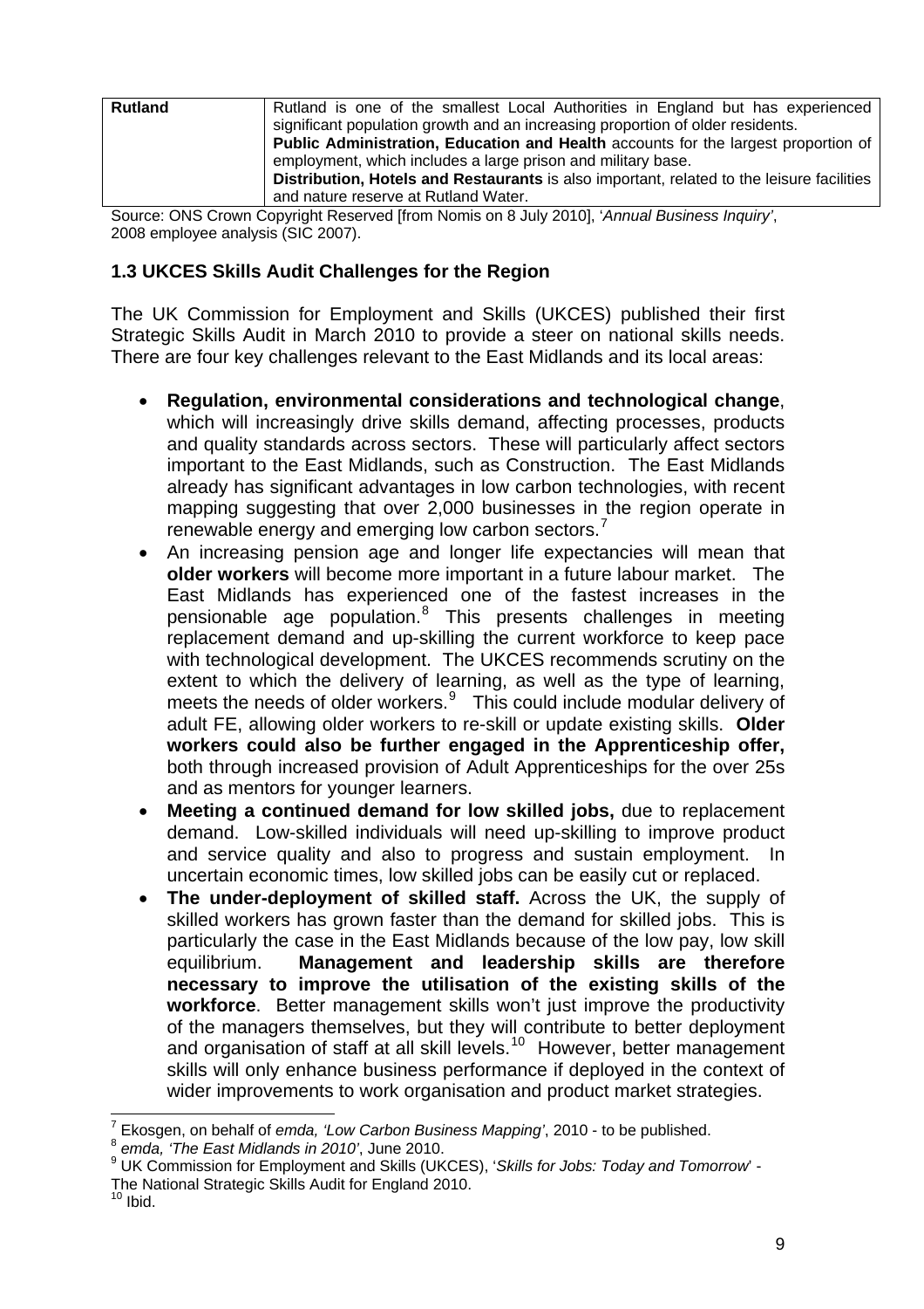| Rutland | Rutland is one of the smallest Local Authorities in England but has experienced significant population growth and an increasing proportion of older residents.<br>**Public Administration, Education and Health** accounts for the largest proportion of employment, which includes a large prison and military base.<br>**Distribution, Hotels and Restaurants** is also important, related to the leisure facilities and nature reserve at Rutland Water. |
|---|---|

Source: ONS Crown Copyright Reserved [from Nomis on 8 July 2010], '*Annual Business Inquiry*', 2008 employee analysis (SIC 2007).

### 1.3 UKCES Skills Audit Challenges for the Region

The UK Commission for Employment and Skills (UKCES) published their first Strategic Skills Audit in March 2010 to provide a steer on national skills needs. There are four key challenges relevant to the East Midlands and its local areas:

- **Regulation, environmental considerations and technological change**, which will increasingly drive skills demand, affecting processes, products and quality standards across sectors. These will particularly affect sectors important to the East Midlands, such as Construction. The East Midlands already has significant advantages in low carbon technologies, with recent mapping suggesting that over 2,000 businesses in the region operate in renewable energy and emerging low carbon sectors.[7]
- An increasing pension age and longer life expectancies will mean that **older workers** will become more important in a future labour market. The East Midlands has experienced one of the fastest increases in the pensionable age population.[8] This presents challenges in meeting replacement demand and up-skilling the current workforce to keep pace with technological development. The UKCES recommends scrutiny on the extent to which the delivery of learning, as well as the type of learning, meets the needs of older workers.[9] This could include modular delivery of adult FE, allowing older workers to re-skill or update existing skills. **Older workers could also be further engaged in the Apprenticeship offer,** both through increased provision of Adult Apprenticeships for the over 25s and as mentors for younger learners.
- **Meeting a continued demand for low skilled jobs,** due to replacement demand. Low-skilled individuals will need up-skilling to improve product and service quality and also to progress and sustain employment. In uncertain economic times, low skilled jobs can be easily cut or replaced.
- **The under-deployment of skilled staff.** Across the UK, the supply of skilled workers has grown faster than the demand for skilled jobs. This is particularly the case in the East Midlands because of the low pay, low skill equilibrium. **Management and leadership skills are therefore necessary to improve the utilisation of the existing skills of the workforce**. Better management skills won't just improve the productivity of the managers themselves, but they will contribute to better deployment and organisation of staff at all skill levels.[10] However, better management skills will only enhance business performance if deployed in the context of wider improvements to work organisation and product market strategies.

---

[7] Ekosgen, on behalf of *emda, 'Low Carbon Business Mapping'*, 2010 - to be published.
[8] *emda, 'The East Midlands in 2010'*, June 2010.
[9] UK Commission for Employment and Skills (UKCES), '*Skills for Jobs: Today and Tomorrow*' - The National Strategic Skills Audit for England 2010.
[10] Ibid.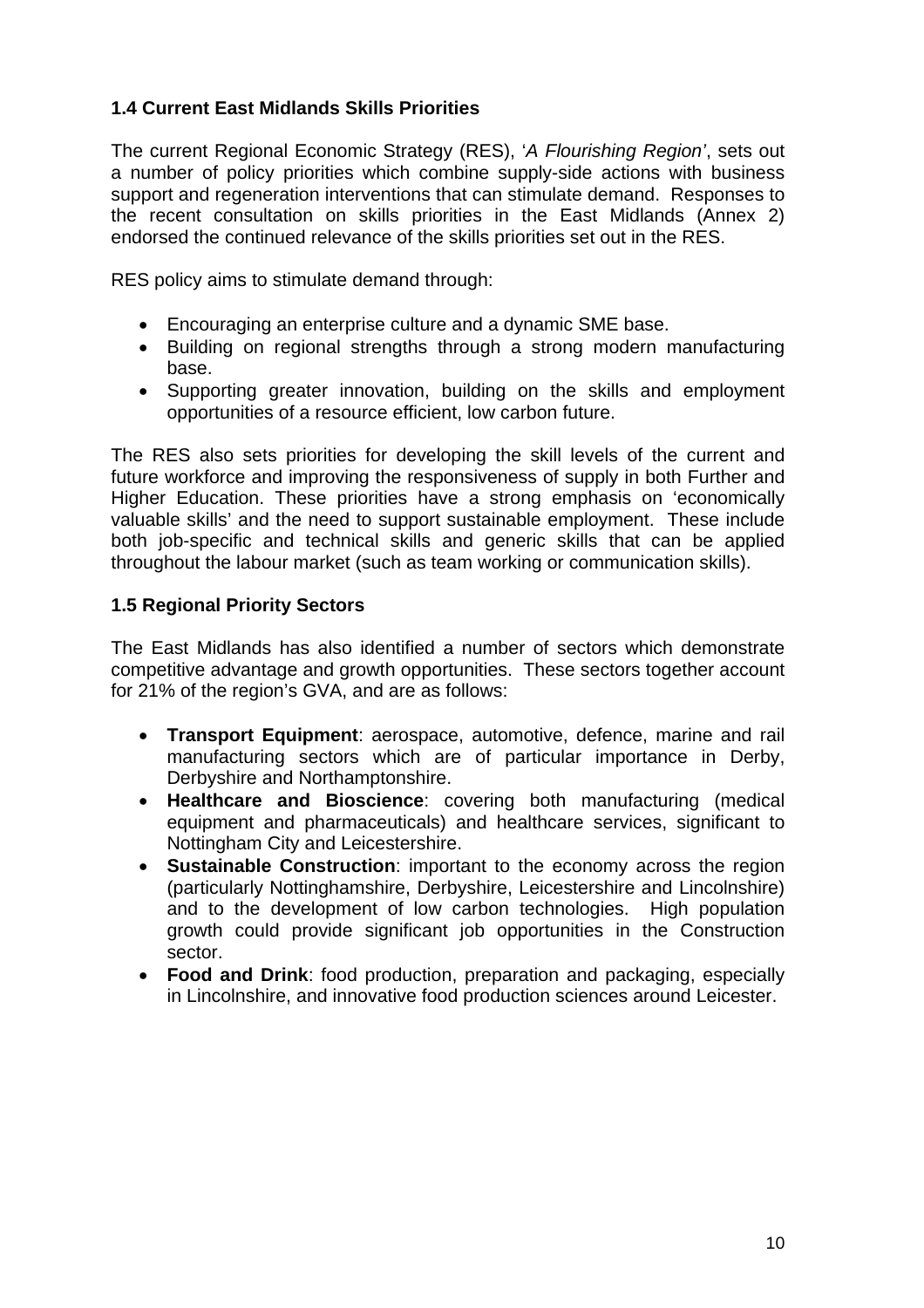### 1.4 Current East Midlands Skills Priorities

The current Regional Economic Strategy (RES), '*A Flourishing Region'*, sets out a number of policy priorities which combine supply-side actions with business support and regeneration interventions that can stimulate demand. Responses to the recent consultation on skills priorities in the East Midlands (Annex 2) endorsed the continued relevance of the skills priorities set out in the RES.

RES policy aims to stimulate demand through:

- Encouraging an enterprise culture and a dynamic SME base.
- Building on regional strengths through a strong modern manufacturing base.
- Supporting greater innovation, building on the skills and employment opportunities of a resource efficient, low carbon future.

The RES also sets priorities for developing the skill levels of the current and future workforce and improving the responsiveness of supply in both Further and Higher Education. These priorities have a strong emphasis on 'economically valuable skills' and the need to support sustainable employment. These include both job-specific and technical skills and generic skills that can be applied throughout the labour market (such as team working or communication skills).

### 1.5 Regional Priority Sectors

The East Midlands has also identified a number of sectors which demonstrate competitive advantage and growth opportunities. These sectors together account for 21% of the region's GVA, and are as follows:

- **Transport Equipment**: aerospace, automotive, defence, marine and rail manufacturing sectors which are of particular importance in Derby, Derbyshire and Northamptonshire.
- **Healthcare and Bioscience**: covering both manufacturing (medical equipment and pharmaceuticals) and healthcare services, significant to Nottingham City and Leicestershire.
- **Sustainable Construction**: important to the economy across the region (particularly Nottinghamshire, Derbyshire, Leicestershire and Lincolnshire) and to the development of low carbon technologies. High population growth could provide significant job opportunities in the Construction sector.
- **Food and Drink**: food production, preparation and packaging, especially in Lincolnshire, and innovative food production sciences around Leicester.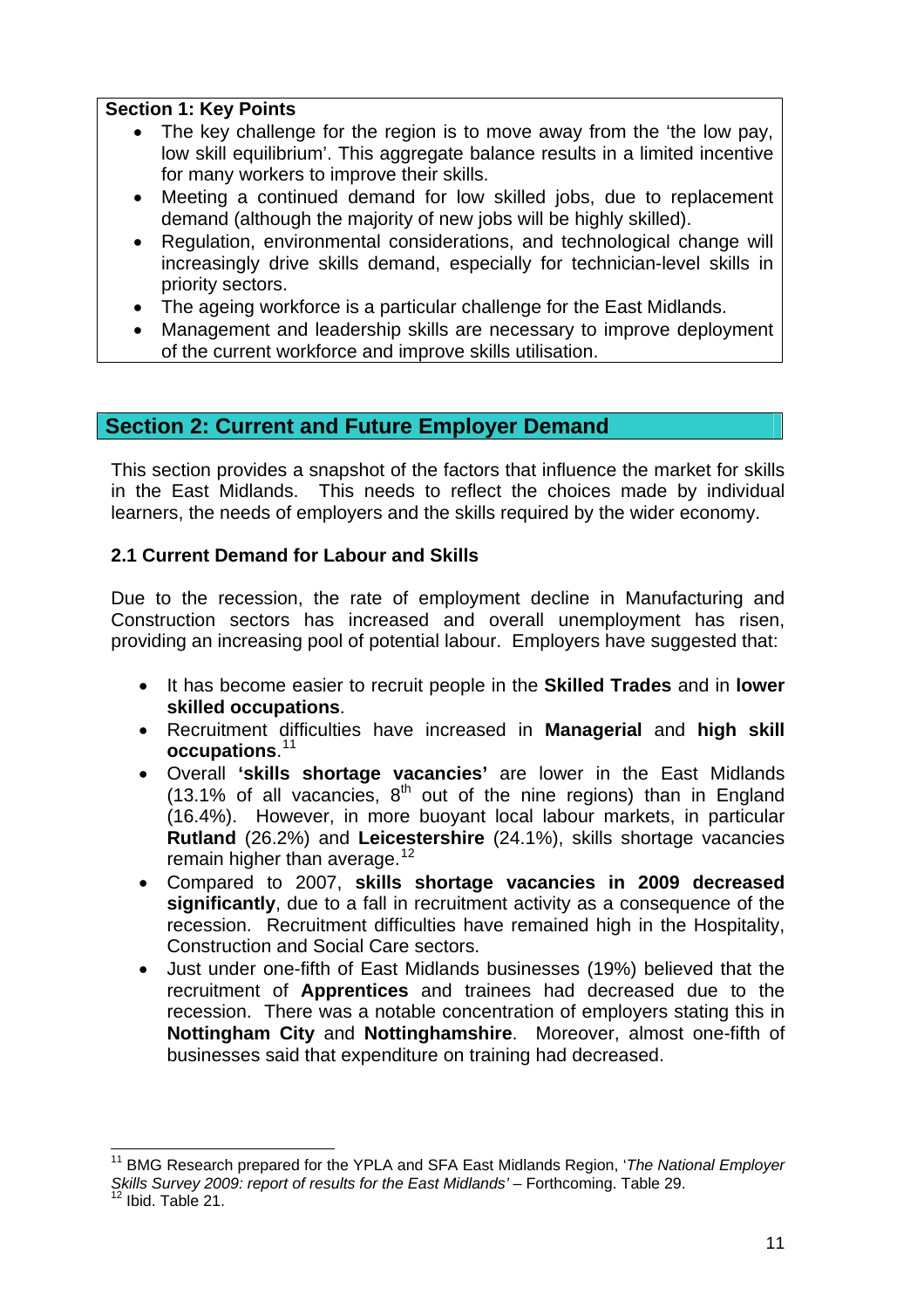**Section 1: Key Points**

- The key challenge for the region is to move away from the 'the low pay, low skill equilibrium'. This aggregate balance results in a limited incentive for many workers to improve their skills.
- Meeting a continued demand for low skilled jobs, due to replacement demand (although the majority of new jobs will be highly skilled).
- Regulation, environmental considerations, and technological change will increasingly drive skills demand, especially for technician-level skills in priority sectors.
- The ageing workforce is a particular challenge for the East Midlands.
- Management and leadership skills are necessary to improve deployment of the current workforce and improve skills utilisation.

## Section 2: Current and Future Employer Demand

This section provides a snapshot of the factors that influence the market for skills in the East Midlands. This needs to reflect the choices made by individual learners, the needs of employers and the skills required by the wider economy.

### 2.1 Current Demand for Labour and Skills

Due to the recession, the rate of employment decline in Manufacturing and Construction sectors has increased and overall unemployment has risen, providing an increasing pool of potential labour. Employers have suggested that:

- It has become easier to recruit people in the **Skilled Trades** and in **lower skilled occupations**.
- Recruitment difficulties have increased in **Managerial** and **high skill occupations**.[11]
- Overall **'skills shortage vacancies'** are lower in the East Midlands (13.1% of all vacancies, 8th out of the nine regions) than in England (16.4%). However, in more buoyant local labour markets, in particular **Rutland** (26.2%) and **Leicestershire** (24.1%), skills shortage vacancies remain higher than average.[12]
- Compared to 2007, **skills shortage vacancies in 2009 decreased significantly**, due to a fall in recruitment activity as a consequence of the recession. Recruitment difficulties have remained high in the Hospitality, Construction and Social Care sectors.
- Just under one-fifth of East Midlands businesses (19%) believed that the recruitment of **Apprentices** and trainees had decreased due to the recession. There was a notable concentration of employers stating this in **Nottingham City** and **Nottinghamshire**. Moreover, almost one-fifth of businesses said that expenditure on training had decreased.

---

[11] BMG Research prepared for the YPLA and SFA East Midlands Region, '*The National Employer Skills Survey 2009: report of results for the East Midlands'* – Forthcoming. Table 29.

[12] Ibid. Table 21.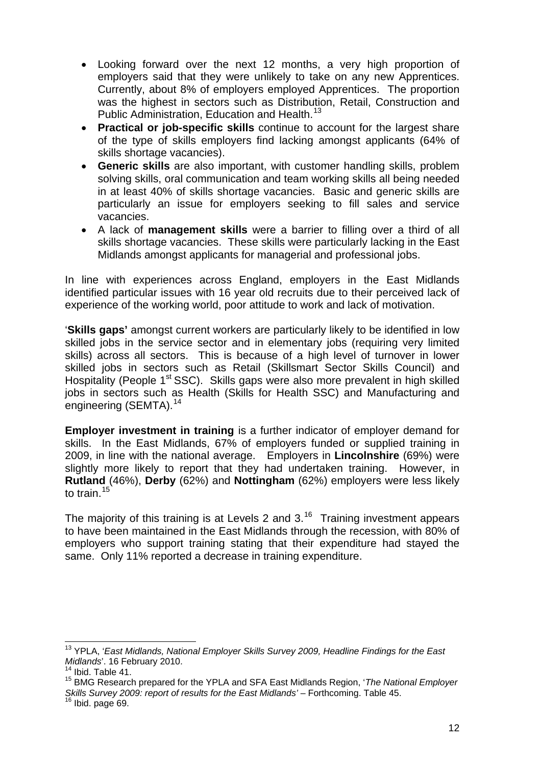- Looking forward over the next 12 months, a very high proportion of employers said that they were unlikely to take on any new Apprentices. Currently, about 8% of employers employed Apprentices. The proportion was the highest in sectors such as Distribution, Retail, Construction and Public Administration, Education and Health.[13]
- **Practical or job-specific skills** continue to account for the largest share of the type of skills employers find lacking amongst applicants (64% of skills shortage vacancies).
- **Generic skills** are also important, with customer handling skills, problem solving skills, oral communication and team working skills all being needed in at least 40% of skills shortage vacancies. Basic and generic skills are particularly an issue for employers seeking to fill sales and service vacancies.
- A lack of **management skills** were a barrier to filling over a third of all skills shortage vacancies. These skills were particularly lacking in the East Midlands amongst applicants for managerial and professional jobs.

In line with experiences across England, employers in the East Midlands identified particular issues with 16 year old recruits due to their perceived lack of experience of the working world, poor attitude to work and lack of motivation.

'**Skills gaps'** amongst current workers are particularly likely to be identified in low skilled jobs in the service sector and in elementary jobs (requiring very limited skills) across all sectors. This is because of a high level of turnover in lower skilled jobs in sectors such as Retail (Skillsmart Sector Skills Council) and Hospitality (People 1st SSC). Skills gaps were also more prevalent in high skilled jobs in sectors such as Health (Skills for Health SSC) and Manufacturing and engineering (SEMTA).[14]

**Employer investment in training** is a further indicator of employer demand for skills. In the East Midlands, 67% of employers funded or supplied training in 2009, in line with the national average. Employers in **Lincolnshire** (69%) were slightly more likely to report that they had undertaken training. However, in **Rutland** (46%), **Derby** (62%) and **Nottingham** (62%) employers were less likely to train.[15]

The majority of this training is at Levels 2 and 3.[16] Training investment appears to have been maintained in the East Midlands through the recession, with 80% of employers who support training stating that their expenditure had stayed the same. Only 11% reported a decrease in training expenditure.

---

[13] YPLA, '*East Midlands, National Employer Skills Survey 2009, Headline Findings for the East Midlands*'. 16 February 2010.

[14] Ibid. Table 41.

[15] BMG Research prepared for the YPLA and SFA East Midlands Region, '*The National Employer Skills Survey 2009: report of results for the East Midlands'* – Forthcoming. Table 45.

[16] Ibid. page 69.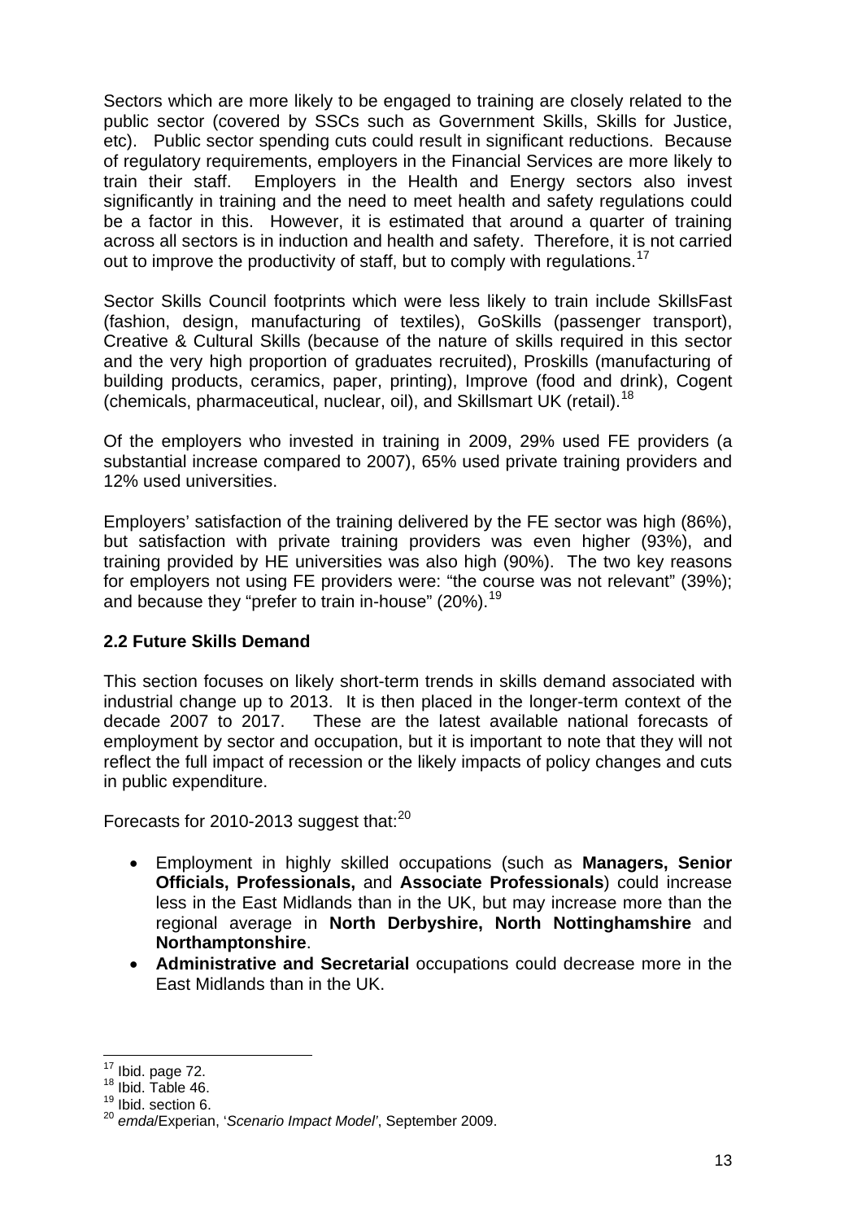Sectors which are more likely to be engaged to training are closely related to the public sector (covered by SSCs such as Government Skills, Skills for Justice, etc). Public sector spending cuts could result in significant reductions. Because of regulatory requirements, employers in the Financial Services are more likely to train their staff. Employers in the Health and Energy sectors also invest significantly in training and the need to meet health and safety regulations could be a factor in this. However, it is estimated that around a quarter of training across all sectors is in induction and health and safety. Therefore, it is not carried out to improve the productivity of staff, but to comply with regulations.[17]

Sector Skills Council footprints which were less likely to train include SkillsFast (fashion, design, manufacturing of textiles), GoSkills (passenger transport), Creative & Cultural Skills (because of the nature of skills required in this sector and the very high proportion of graduates recruited), Proskills (manufacturing of building products, ceramics, paper, printing), Improve (food and drink), Cogent (chemicals, pharmaceutical, nuclear, oil), and Skillsmart UK (retail).[18]

Of the employers who invested in training in 2009, 29% used FE providers (a substantial increase compared to 2007), 65% used private training providers and 12% used universities.

Employers' satisfaction of the training delivered by the FE sector was high (86%), but satisfaction with private training providers was even higher (93%), and training provided by HE universities was also high (90%). The two key reasons for employers not using FE providers were: "the course was not relevant" (39%); and because they "prefer to train in-house" (20%).[19]

### 2.2 Future Skills Demand

This section focuses on likely short-term trends in skills demand associated with industrial change up to 2013. It is then placed in the longer-term context of the decade 2007 to 2017. These are the latest available national forecasts of employment by sector and occupation, but it is important to note that they will not reflect the full impact of recession or the likely impacts of policy changes and cuts in public expenditure.

Forecasts for 2010-2013 suggest that:[20]

- Employment in highly skilled occupations (such as **Managers, Senior Officials, Professionals,** and **Associate Professionals**) could increase less in the East Midlands than in the UK, but may increase more than the regional average in **North Derbyshire, North Nottinghamshire** and **Northamptonshire**.
- **Administrative and Secretarial** occupations could decrease more in the East Midlands than in the UK.

---

[17] Ibid. page 72.
[18] Ibid. Table 46.
[19] Ibid. section 6.
[20] *emda*/Experian, '*Scenario Impact Model*', September 2009.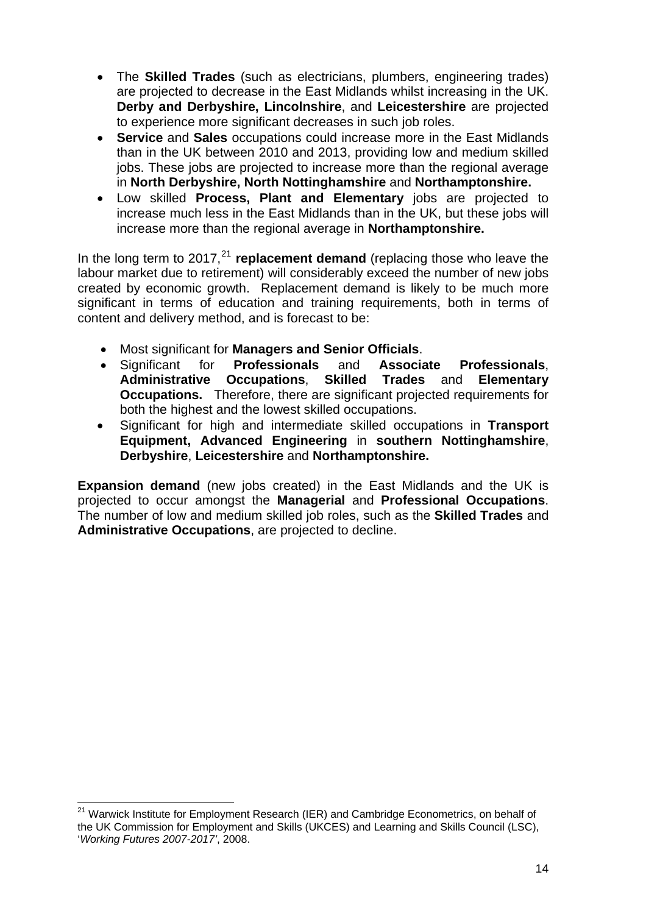- The **Skilled Trades** (such as electricians, plumbers, engineering trades) are projected to decrease in the East Midlands whilst increasing in the UK. **Derby and Derbyshire, Lincolnshire**, and **Leicestershire** are projected to experience more significant decreases in such job roles.
- **Service** and **Sales** occupations could increase more in the East Midlands than in the UK between 2010 and 2013, providing low and medium skilled jobs. These jobs are projected to increase more than the regional average in **North Derbyshire, North Nottinghamshire** and **Northamptonshire.**
- Low skilled **Process, Plant and Elementary** jobs are projected to increase much less in the East Midlands than in the UK, but these jobs will increase more than the regional average in **Northamptonshire.**

In the long term to 2017,[21] **replacement demand** (replacing those who leave the labour market due to retirement) will considerably exceed the number of new jobs created by economic growth. Replacement demand is likely to be much more significant in terms of education and training requirements, both in terms of content and delivery method, and is forecast to be:

- Most significant for **Managers and Senior Officials**.
- Significant for **Professionals** and **Associate Professionals**, **Administrative Occupations**, **Skilled Trades** and **Elementary Occupations.** Therefore, there are significant projected requirements for both the highest and the lowest skilled occupations.
- Significant for high and intermediate skilled occupations in **Transport Equipment, Advanced Engineering** in **southern Nottinghamshire**, **Derbyshire**, **Leicestershire** and **Northamptonshire.**

**Expansion demand** (new jobs created) in the East Midlands and the UK is projected to occur amongst the **Managerial** and **Professional Occupations**. The number of low and medium skilled job roles, such as the **Skilled Trades** and **Administrative Occupations**, are projected to decline.

---

[21] Warwick Institute for Employment Research (IER) and Cambridge Econometrics, on behalf of the UK Commission for Employment and Skills (UKCES) and Learning and Skills Council (LSC), '*Working Futures 2007-2017*', 2008.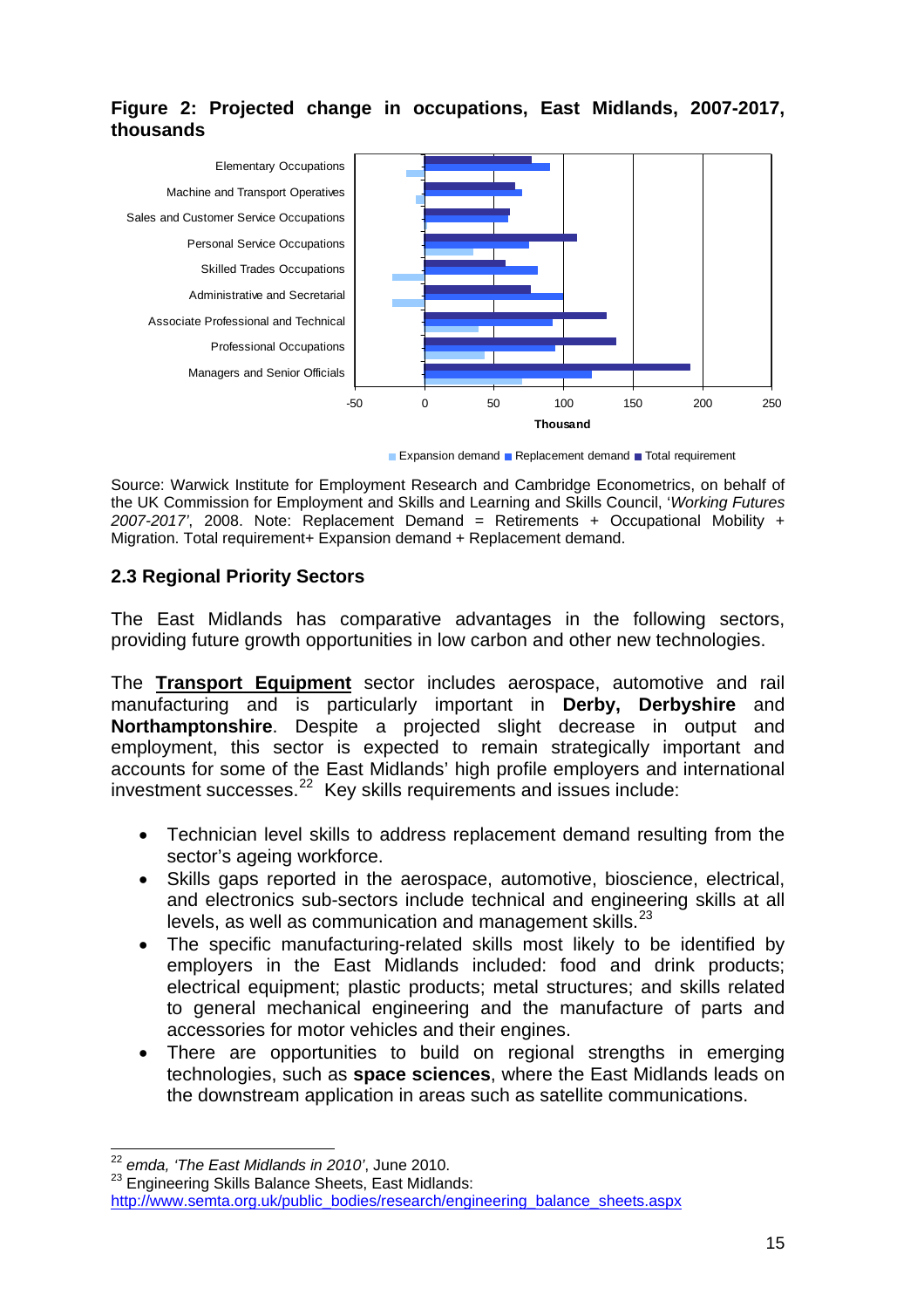**Figure 2: Projected change in occupations, East Midlands, 2007-2017, thousands**

Source: Warwick Institute for Employment Research and Cambridge Econometrics, on behalf of the UK Commission for Employment and Skills and Learning and Skills Council, '*Working Futures 2007-2017*', 2008. Note: Replacement Demand = Retirements + Occupational Mobility + Migration. Total requirement+ Expansion demand + Replacement demand.

## 2.3 Regional Priority Sectors

The East Midlands has comparative advantages in the following sectors, providing future growth opportunities in low carbon and other new technologies.

The **Transport Equipment** sector includes aerospace, automotive and rail manufacturing and is particularly important in **Derby, Derbyshire** and **Northamptonshire**. Despite a projected slight decrease in output and employment, this sector is expected to remain strategically important and accounts for some of the East Midlands' high profile employers and international investment successes.[22] Key skills requirements and issues include:

- Technician level skills to address replacement demand resulting from the sector's ageing workforce.
- Skills gaps reported in the aerospace, automotive, bioscience, electrical, and electronics sub-sectors include technical and engineering skills at all levels, as well as communication and management skills.[23]
- The specific manufacturing-related skills most likely to be identified by employers in the East Midlands included: food and drink products; electrical equipment; plastic products; metal structures; and skills related to general mechanical engineering and the manufacture of parts and accessories for motor vehicles and their engines.
- There are opportunities to build on regional strengths in emerging technologies, such as **space sciences**, where the East Midlands leads on the downstream application in areas such as satellite communications.

---

[22] *emda, 'The East Midlands in 2010'*, June 2010.

[23] Engineering Skills Balance Sheets, East Midlands: http://www.semta.org.uk/public_bodies/research/engineering_balance_sheets.aspx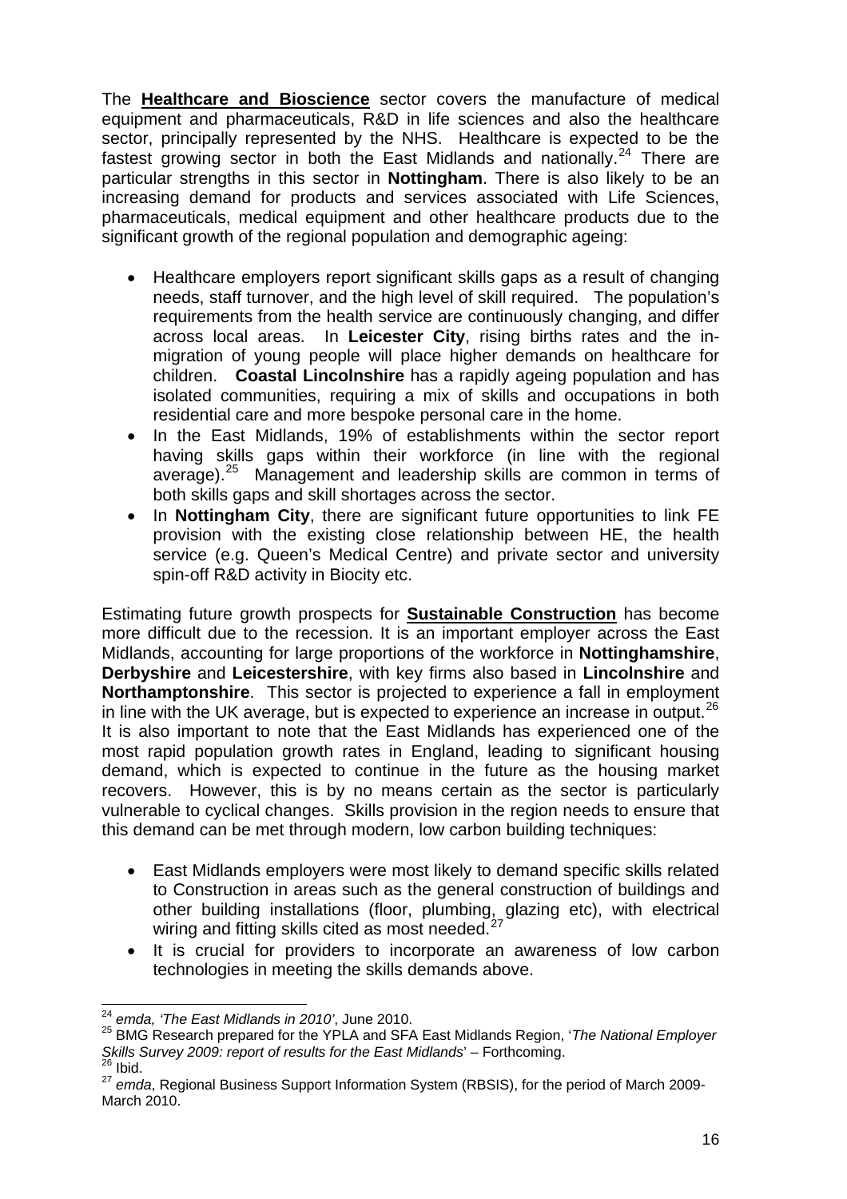The **<u>Healthcare and Bioscience</u>** sector covers the manufacture of medical equipment and pharmaceuticals, R&D in life sciences and also the healthcare sector, principally represented by the NHS. Healthcare is expected to be the fastest growing sector in both the East Midlands and nationally.[24] There are particular strengths in this sector in **Nottingham**. There is also likely to be an increasing demand for products and services associated with Life Sciences, pharmaceuticals, medical equipment and other healthcare products due to the significant growth of the regional population and demographic ageing:

- Healthcare employers report significant skills gaps as a result of changing needs, staff turnover, and the high level of skill required. The population's requirements from the health service are continuously changing, and differ across local areas. In **Leicester City**, rising births rates and the in-migration of young people will place higher demands on healthcare for children. **Coastal Lincolnshire** has a rapidly ageing population and has isolated communities, requiring a mix of skills and occupations in both residential care and more bespoke personal care in the home.
- In the East Midlands, 19% of establishments within the sector report having skills gaps within their workforce (in line with the regional average).[25] Management and leadership skills are common in terms of both skills gaps and skill shortages across the sector.
- In **Nottingham City**, there are significant future opportunities to link FE provision with the existing close relationship between HE, the health service (e.g. Queen's Medical Centre) and private sector and university spin-off R&D activity in Biocity etc.

Estimating future growth prospects for **<u>Sustainable Construction</u>** has become more difficult due to the recession. It is an important employer across the East Midlands, accounting for large proportions of the workforce in **Nottinghamshire**, **Derbyshire** and **Leicestershire**, with key firms also based in **Lincolnshire** and **Northamptonshire**. This sector is projected to experience a fall in employment in line with the UK average, but is expected to experience an increase in output.[26] It is also important to note that the East Midlands has experienced one of the most rapid population growth rates in England, leading to significant housing demand, which is expected to continue in the future as the housing market recovers. However, this is by no means certain as the sector is particularly vulnerable to cyclical changes. Skills provision in the region needs to ensure that this demand can be met through modern, low carbon building techniques:

- East Midlands employers were most likely to demand specific skills related to Construction in areas such as the general construction of buildings and other building installations (floor, plumbing, glazing etc), with electrical wiring and fitting skills cited as most needed.[27]
- It is crucial for providers to incorporate an awareness of low carbon technologies in meeting the skills demands above.

---

[24] *emda, 'The East Midlands in 2010'*, June 2010.

[25] BMG Research prepared for the YPLA and SFA East Midlands Region, '*The National Employer Skills Survey 2009: report of results for the East Midlands*' – Forthcoming.

[26] Ibid.

[27] *emda*, Regional Business Support Information System (RBSIS), for the period of March 2009-March 2010.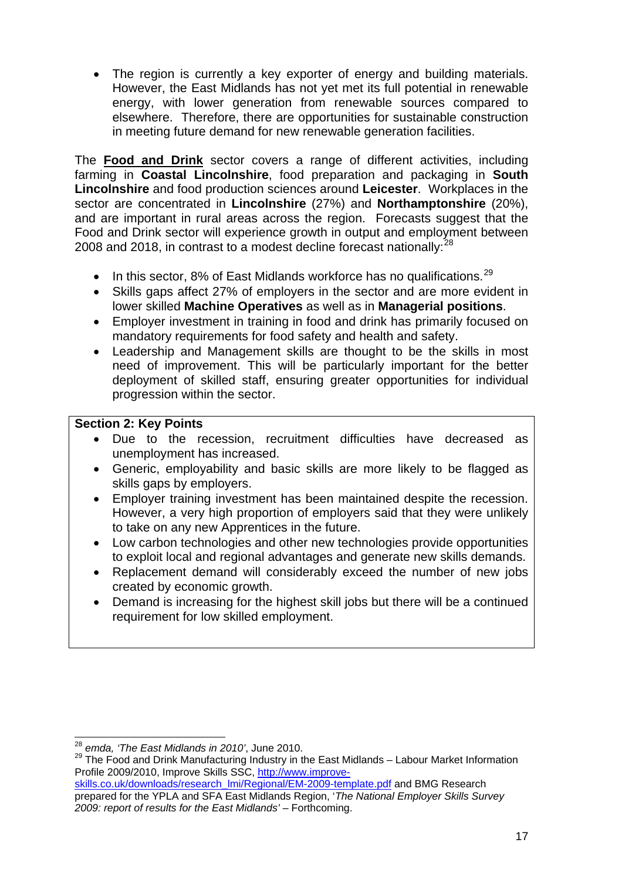- The region is currently a key exporter of energy and building materials. However, the East Midlands has not yet met its full potential in renewable energy, with lower generation from renewable sources compared to elsewhere. Therefore, there are opportunities for sustainable construction in meeting future demand for new renewable generation facilities.

The **Food and Drink** sector covers a range of different activities, including farming in **Coastal Lincolnshire**, food preparation and packaging in **South Lincolnshire** and food production sciences around **Leicester**. Workplaces in the sector are concentrated in **Lincolnshire** (27%) and **Northamptonshire** (20%), and are important in rural areas across the region. Forecasts suggest that the Food and Drink sector will experience growth in output and employment between 2008 and 2018, in contrast to a modest decline forecast nationally:[28]

- In this sector, 8% of East Midlands workforce has no qualifications.[29]
- Skills gaps affect 27% of employers in the sector and are more evident in lower skilled **Machine Operatives** as well as in **Managerial positions**.
- Employer investment in training in food and drink has primarily focused on mandatory requirements for food safety and health and safety.
- Leadership and Management skills are thought to be the skills in most need of improvement. This will be particularly important for the better deployment of skilled staff, ensuring greater opportunities for individual progression within the sector.

**Section 2: Key Points**

- Due to the recession, recruitment difficulties have decreased as unemployment has increased.
- Generic, employability and basic skills are more likely to be flagged as skills gaps by employers.
- Employer training investment has been maintained despite the recession. However, a very high proportion of employers said that they were unlikely to take on any new Apprentices in the future.
- Low carbon technologies and other new technologies provide opportunities to exploit local and regional advantages and generate new skills demands.
- Replacement demand will considerably exceed the number of new jobs created by economic growth.
- Demand is increasing for the highest skill jobs but there will be a continued requirement for low skilled employment.

---

[28] *emda, 'The East Midlands in 2010'*, June 2010.

[29] The Food and Drink Manufacturing Industry in the East Midlands – Labour Market Information Profile 2009/2010, Improve Skills SSC, http://www.improve-skills.co.uk/downloads/research_lmi/Regional/EM-2009-template.pdf and BMG Research prepared for the YPLA and SFA East Midlands Region, '*The National Employer Skills Survey 2009: report of results for the East Midlands'* – Forthcoming.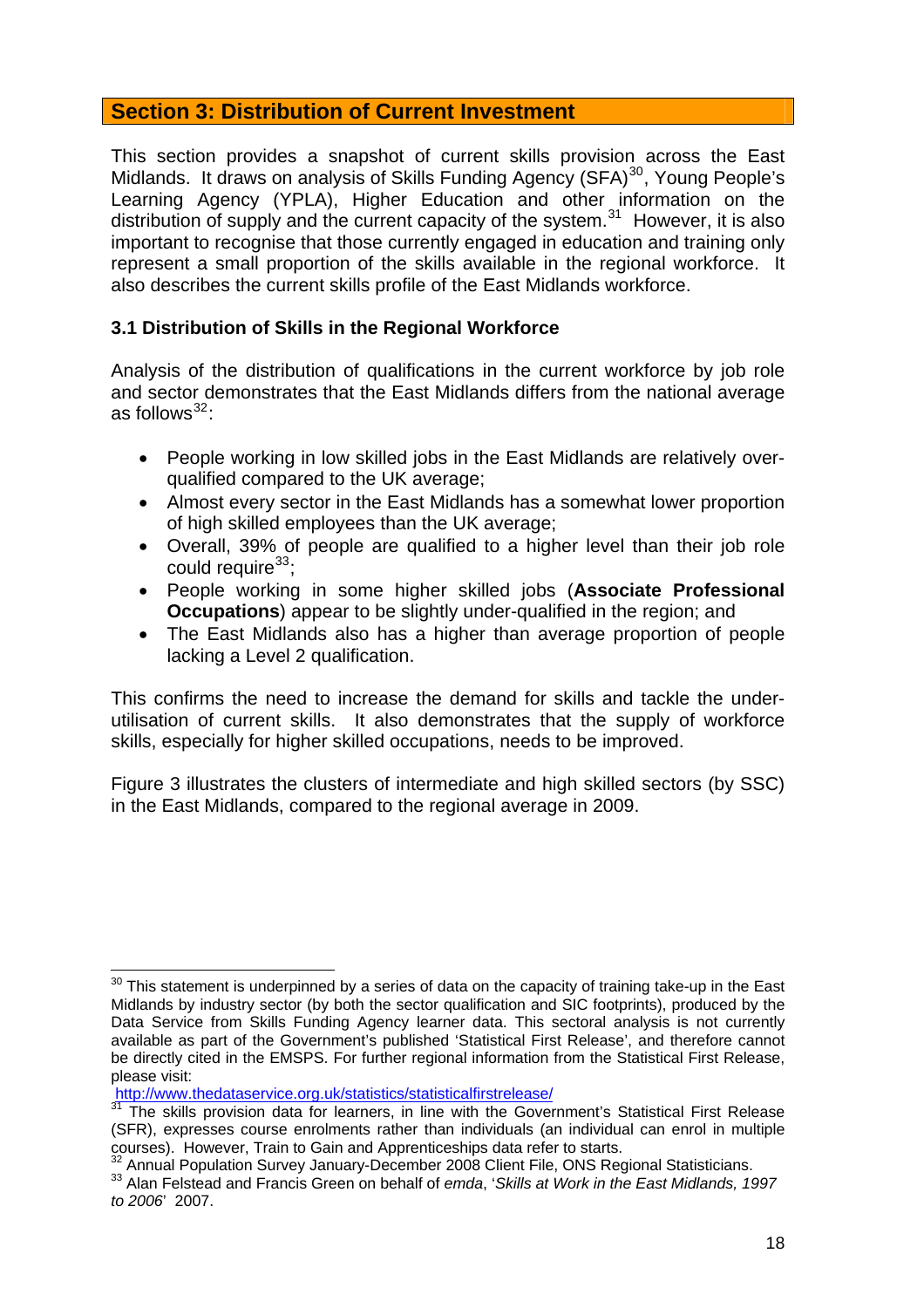## Section 3: Distribution of Current Investment

This section provides a snapshot of current skills provision across the East Midlands. It draws on analysis of Skills Funding Agency (SFA)[30], Young People's Learning Agency (YPLA), Higher Education and other information on the distribution of supply and the current capacity of the system.[31] However, it is also important to recognise that those currently engaged in education and training only represent a small proportion of the skills available in the regional workforce. It also describes the current skills profile of the East Midlands workforce.

### 3.1 Distribution of Skills in the Regional Workforce

Analysis of the distribution of qualifications in the current workforce by job role and sector demonstrates that the East Midlands differs from the national average as follows[32]:

- People working in low skilled jobs in the East Midlands are relatively over-qualified compared to the UK average;
- Almost every sector in the East Midlands has a somewhat lower proportion of high skilled employees than the UK average;
- Overall, 39% of people are qualified to a higher level than their job role could require[33];
- People working in some higher skilled jobs (**Associate Professional Occupations**) appear to be slightly under-qualified in the region; and
- The East Midlands also has a higher than average proportion of people lacking a Level 2 qualification.

This confirms the need to increase the demand for skills and tackle the under-utilisation of current skills. It also demonstrates that the supply of workforce skills, especially for higher skilled occupations, needs to be improved.

Figure 3 illustrates the clusters of intermediate and high skilled sectors (by SSC) in the East Midlands, compared to the regional average in 2009.

---

[30] This statement is underpinned by a series of data on the capacity of training take-up in the East Midlands by industry sector (by both the sector qualification and SIC footprints), produced by the Data Service from Skills Funding Agency learner data. This sectoral analysis is not currently available as part of the Government's published 'Statistical First Release', and therefore cannot be directly cited in the EMSPS. For further regional information from the Statistical First Release, please visit:
http://www.thedataservice.org.uk/statistics/statisticalfirstrelease/

[31] The skills provision data for learners, in line with the Government's Statistical First Release (SFR), expresses course enrolments rather than individuals (an individual can enrol in multiple courses). However, Train to Gain and Apprenticeships data refer to starts.

[32] Annual Population Survey January-December 2008 Client File, ONS Regional Statisticians.

[33] Alan Felstead and Francis Green on behalf of *emda*, '*Skills at Work in the East Midlands, 1997 to 2006*' 2007.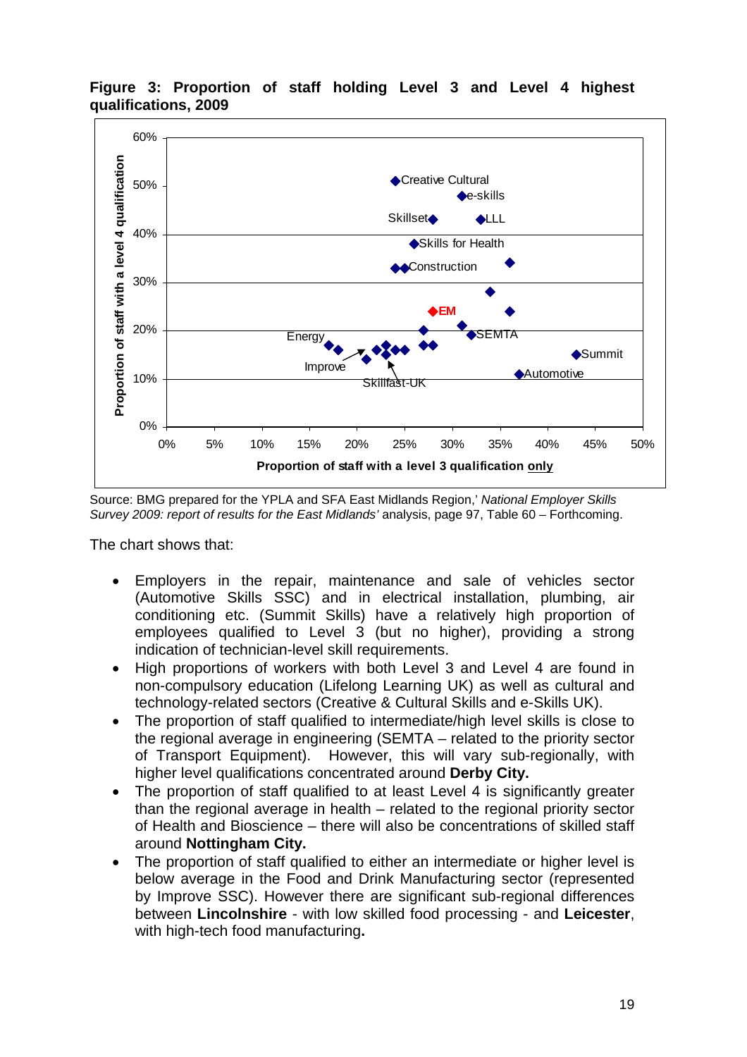**Figure 3: Proportion of staff holding Level 3 and Level 4 highest qualifications, 2009**

Source: BMG prepared for the YPLA and SFA East Midlands Region,' *National Employer Skills Survey 2009: report of results for the East Midlands'* analysis, page 97, Table 60 – Forthcoming.

The chart shows that:

- Employers in the repair, maintenance and sale of vehicles sector (Automotive Skills SSC) and in electrical installation, plumbing, air conditioning etc. (Summit Skills) have a relatively high proportion of employees qualified to Level 3 (but no higher), providing a strong indication of technician-level skill requirements.
- High proportions of workers with both Level 3 and Level 4 are found in non-compulsory education (Lifelong Learning UK) as well as cultural and technology-related sectors (Creative & Cultural Skills and e-Skills UK).
- The proportion of staff qualified to intermediate/high level skills is close to the regional average in engineering (SEMTA – related to the priority sector of Transport Equipment). However, this will vary sub-regionally, with higher level qualifications concentrated around **Derby City.**
- The proportion of staff qualified to at least Level 4 is significantly greater than the regional average in health – related to the regional priority sector of Health and Bioscience – there will also be concentrations of skilled staff around **Nottingham City.**
- The proportion of staff qualified to either an intermediate or higher level is below average in the Food and Drink Manufacturing sector (represented by Improve SSC). However there are significant sub-regional differences between **Lincolnshire** - with low skilled food processing - and **Leicester**, with high-tech food manufacturing**.**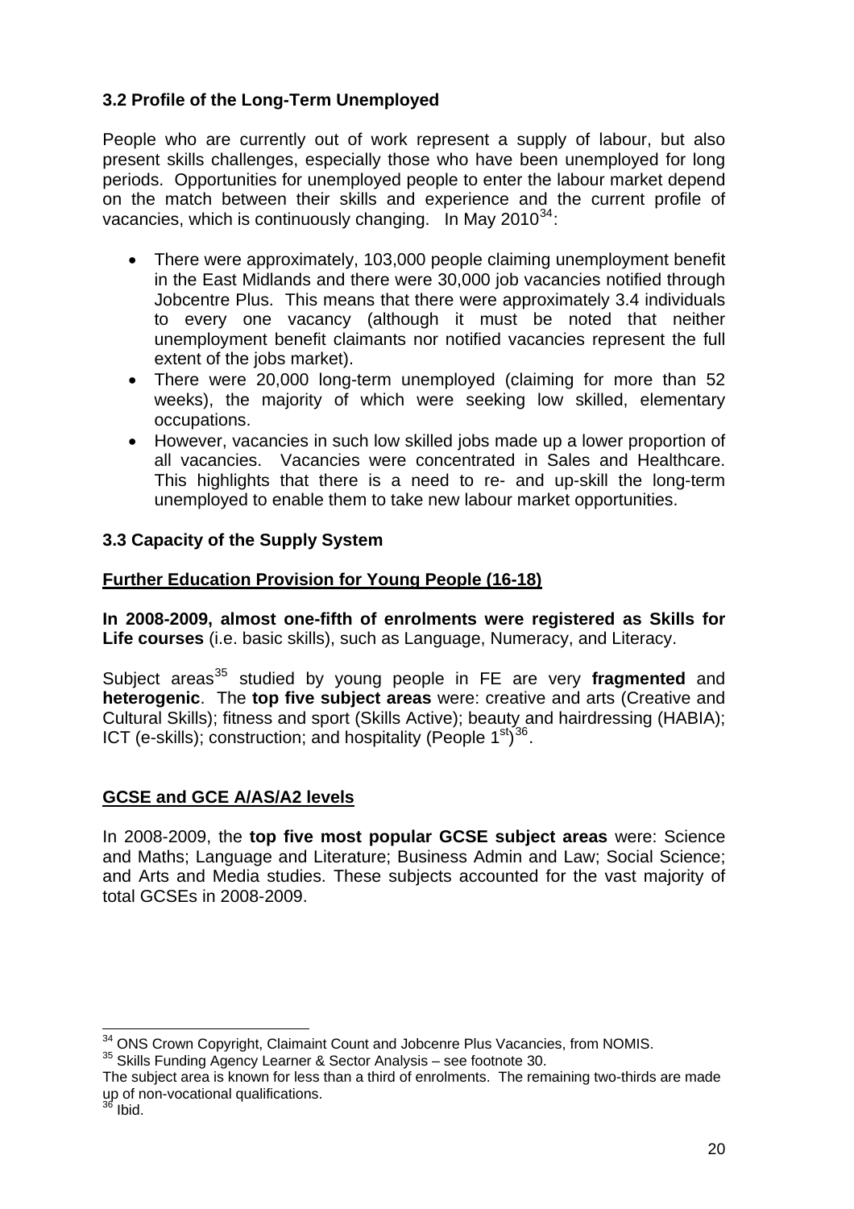### 3.2 Profile of the Long-Term Unemployed

People who are currently out of work represent a supply of labour, but also present skills challenges, especially those who have been unemployed for long periods. Opportunities for unemployed people to enter the labour market depend on the match between their skills and experience and the current profile of vacancies, which is continuously changing. In May 2010[34]:

- There were approximately, 103,000 people claiming unemployment benefit in the East Midlands and there were 30,000 job vacancies notified through Jobcentre Plus. This means that there were approximately 3.4 individuals to every one vacancy (although it must be noted that neither unemployment benefit claimants nor notified vacancies represent the full extent of the jobs market).
- There were 20,000 long-term unemployed (claiming for more than 52 weeks), the majority of which were seeking low skilled, elementary occupations.
- However, vacancies in such low skilled jobs made up a lower proportion of all vacancies. Vacancies were concentrated in Sales and Healthcare. This highlights that there is a need to re- and up-skill the long-term unemployed to enable them to take new labour market opportunities.

### 3.3 Capacity of the Supply System

**Further Education Provision for Young People (16-18)**

**In 2008-2009, almost one-fifth of enrolments were registered as Skills for Life courses** (i.e. basic skills), such as Language, Numeracy, and Literacy.

Subject areas[35] studied by young people in FE are very **fragmented** and **heterogenic**. The **top five subject areas** were: creative and arts (Creative and Cultural Skills); fitness and sport (Skills Active); beauty and hairdressing (HABIA); ICT (e-skills); construction; and hospitality (People 1st)[36].

**GCSE and GCE A/AS/A2 levels**

In 2008-2009, the **top five most popular GCSE subject areas** were: Science and Maths; Language and Literature; Business Admin and Law; Social Science; and Arts and Media studies. These subjects accounted for the vast majority of total GCSEs in 2008-2009.

---

[34] ONS Crown Copyright, Claimaint Count and Jobcenre Plus Vacancies, from NOMIS.

[35] Skills Funding Agency Learner & Sector Analysis – see footnote 30.
The subject area is known for less than a third of enrolments. The remaining two-thirds are made up of non-vocational qualifications.

[36] Ibid.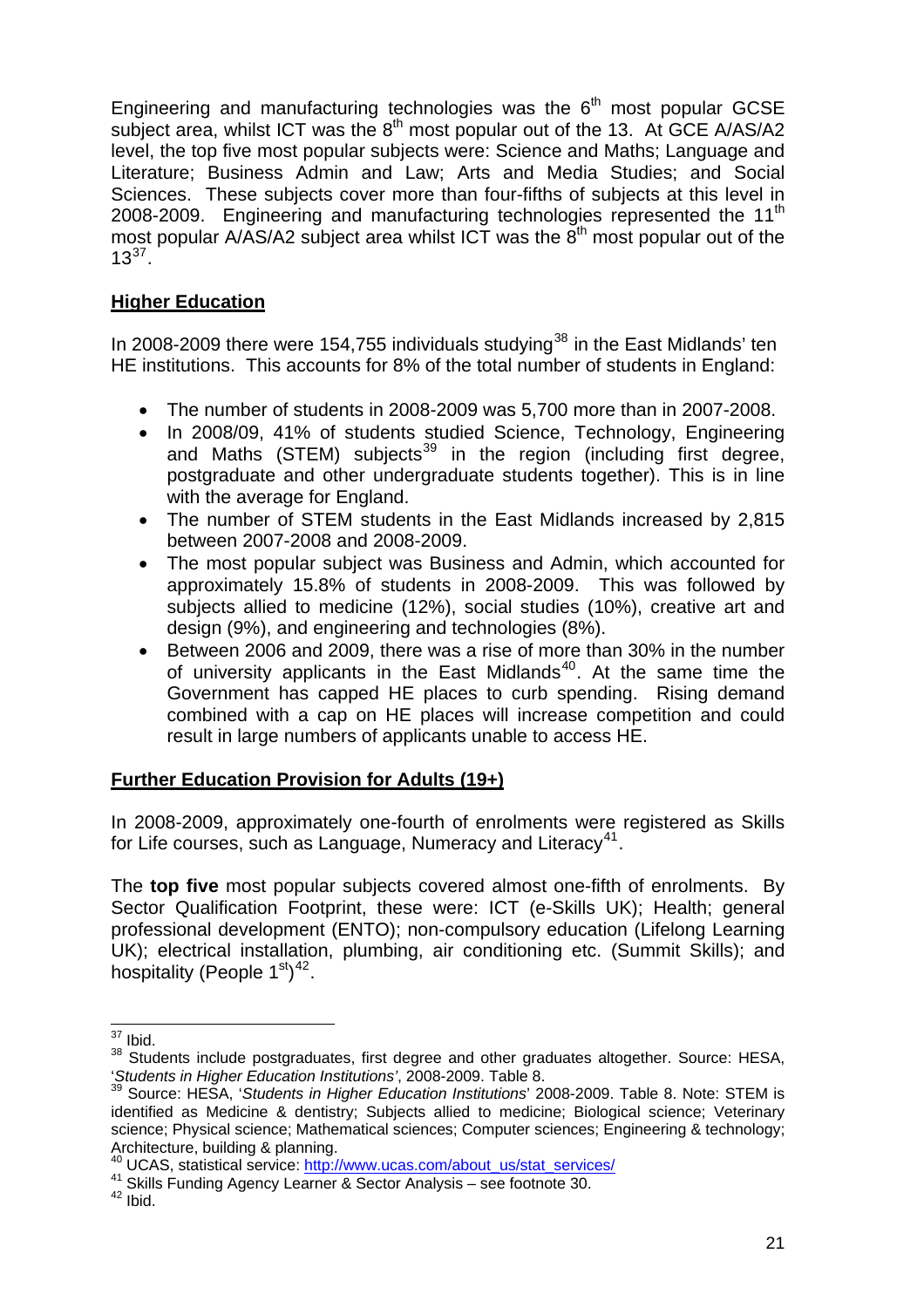Engineering and manufacturing technologies was the 6th most popular GCSE subject area, whilst ICT was the 8th most popular out of the 13. At GCE A/AS/A2 level, the top five most popular subjects were: Science and Maths; Language and Literature; Business Admin and Law; Arts and Media Studies; and Social Sciences. These subjects cover more than four-fifths of subjects at this level in 2008-2009. Engineering and manufacturing technologies represented the 11th most popular A/AS/A2 subject area whilst ICT was the 8th most popular out of the 13[37].

**Higher Education**

In 2008-2009 there were 154,755 individuals studying[38] in the East Midlands' ten HE institutions. This accounts for 8% of the total number of students in England:

- The number of students in 2008-2009 was 5,700 more than in 2007-2008.
- In 2008/09, 41% of students studied Science, Technology, Engineering and Maths (STEM) subjects[39] in the region (including first degree, postgraduate and other undergraduate students together). This is in line with the average for England.
- The number of STEM students in the East Midlands increased by 2,815 between 2007-2008 and 2008-2009.
- The most popular subject was Business and Admin, which accounted for approximately 15.8% of students in 2008-2009. This was followed by subjects allied to medicine (12%), social studies (10%), creative art and design (9%), and engineering and technologies (8%).
- Between 2006 and 2009, there was a rise of more than 30% in the number of university applicants in the East Midlands[40]. At the same time the Government has capped HE places to curb spending. Rising demand combined with a cap on HE places will increase competition and could result in large numbers of applicants unable to access HE.

**Further Education Provision for Adults (19+)**

In 2008-2009, approximately one-fourth of enrolments were registered as Skills for Life courses, such as Language, Numeracy and Literacy[41].

The **top five** most popular subjects covered almost one-fifth of enrolments. By Sector Qualification Footprint, these were: ICT (e-Skills UK); Health; general professional development (ENTO); non-compulsory education (Lifelong Learning UK); electrical installation, plumbing, air conditioning etc. (Summit Skills); and hospitality (People 1st)[42].

---

[37] Ibid.

[38] Students include postgraduates, first degree and other graduates altogether. Source: HESA, '*Students in Higher Education Institutions*', 2008-2009. Table 8.

[39] Source: HESA, '*Students in Higher Education Institutions*' 2008-2009. Table 8. Note: STEM is identified as Medicine & dentistry; Subjects allied to medicine; Biological science; Veterinary science; Physical science; Mathematical sciences; Computer sciences; Engineering & technology; Architecture, building & planning.

[40] UCAS, statistical service: http://www.ucas.com/about_us/stat_services/

[41] Skills Funding Agency Learner & Sector Analysis – see footnote 30.

[42] Ibid.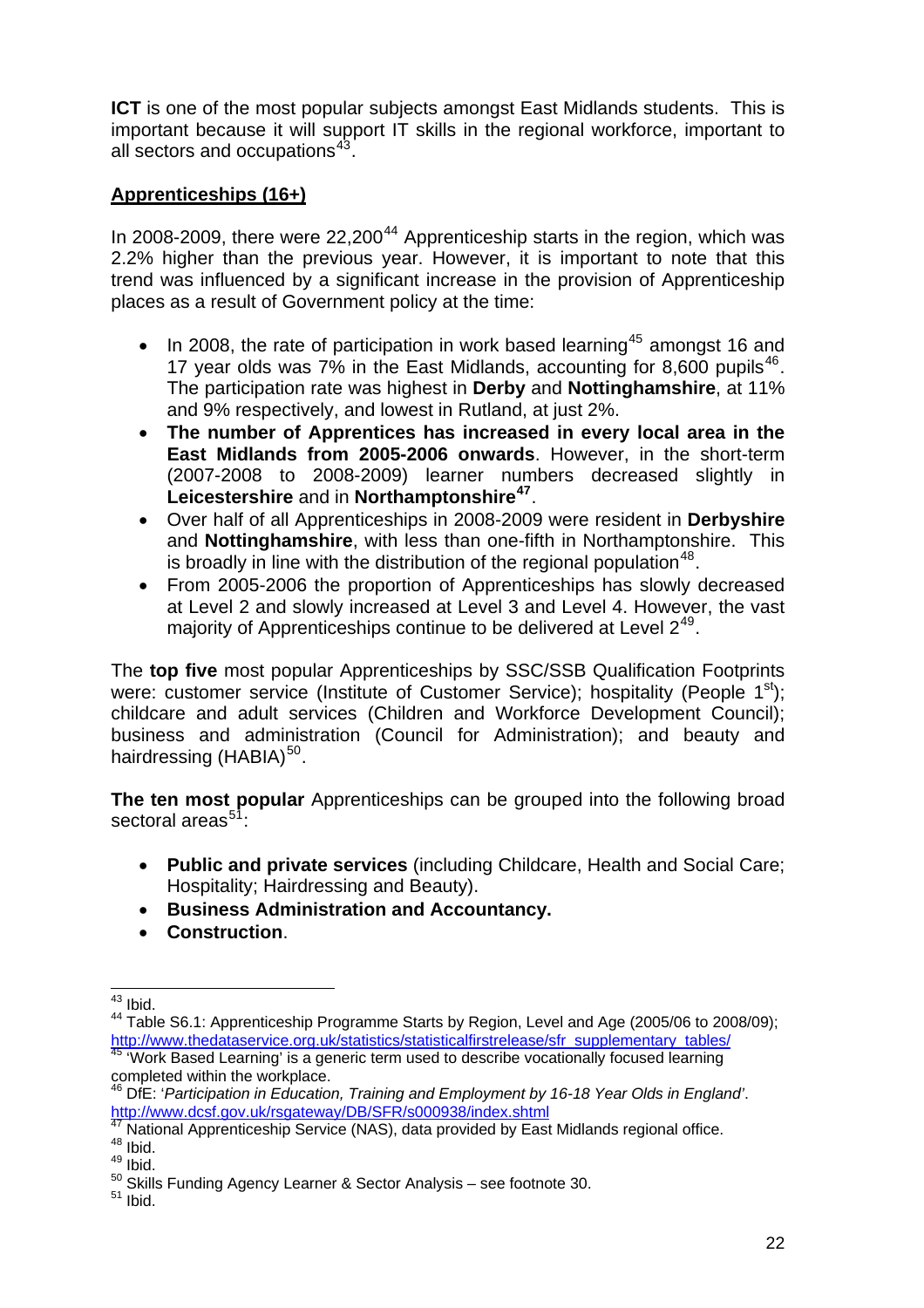**ICT** is one of the most popular subjects amongst East Midlands students. This is important because it will support IT skills in the regional workforce, important to all sectors and occupations[43].

## Apprenticeships (16+)

In 2008-2009, there were 22,200[44] Apprenticeship starts in the region, which was 2.2% higher than the previous year. However, it is important to note that this trend was influenced by a significant increase in the provision of Apprenticeship places as a result of Government policy at the time:

- In 2008, the rate of participation in work based learning[45] amongst 16 and 17 year olds was 7% in the East Midlands, accounting for 8,600 pupils[46]. The participation rate was highest in **Derby** and **Nottinghamshire**, at 11% and 9% respectively, and lowest in Rutland, at just 2%.
- **The number of Apprentices has increased in every local area in the East Midlands from 2005-2006 onwards**. However, in the short-term (2007-2008 to 2008-2009) learner numbers decreased slightly in **Leicestershire** and in **Northamptonshire**[47].
- Over half of all Apprenticeships in 2008-2009 were resident in **Derbyshire** and **Nottinghamshire**, with less than one-fifth in Northamptonshire. This is broadly in line with the distribution of the regional population[48].
- From 2005-2006 the proportion of Apprenticeships has slowly decreased at Level 2 and slowly increased at Level 3 and Level 4. However, the vast majority of Apprenticeships continue to be delivered at Level 2[49].

The **top five** most popular Apprenticeships by SSC/SSB Qualification Footprints were: customer service (Institute of Customer Service); hospitality (People 1st); childcare and adult services (Children and Workforce Development Council); business and administration (Council for Administration); and beauty and hairdressing (HABIA)[50].

**The ten most popular** Apprenticeships can be grouped into the following broad sectoral areas[51]:

- **Public and private services** (including Childcare, Health and Social Care; Hospitality; Hairdressing and Beauty).
- **Business Administration and Accountancy.**
- **Construction**.

---

[43] Ibid.

[44] Table S6.1: Apprenticeship Programme Starts by Region, Level and Age (2005/06 to 2008/09); http://www.thedataservice.org.uk/statistics/statisticalfirstrelease/sfr_supplementary_tables/

[45] 'Work Based Learning' is a generic term used to describe vocationally focused learning completed within the workplace.

[46] DfE: '*Participation in Education, Training and Employment by 16-18 Year Olds in England*'. http://www.dcsf.gov.uk/rsgateway/DB/SFR/s000938/index.shtml

[47] National Apprenticeship Service (NAS), data provided by East Midlands regional office.

[48] Ibid.

[49] Ibid.

[50] Skills Funding Agency Learner & Sector Analysis – see footnote 30.

[51] Ibid.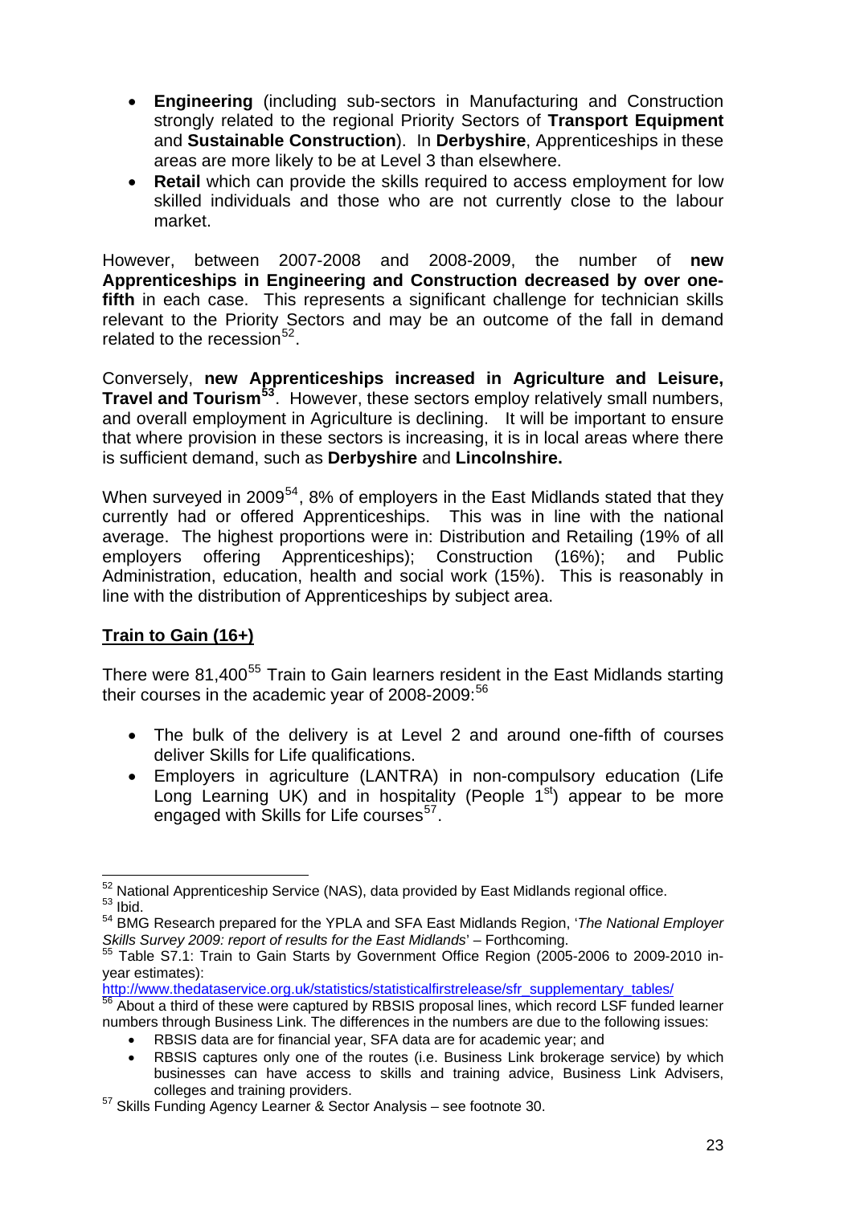- **Engineering** (including sub-sectors in Manufacturing and Construction strongly related to the regional Priority Sectors of **Transport Equipment** and **Sustainable Construction**). In **Derbyshire**, Apprenticeships in these areas are more likely to be at Level 3 than elsewhere.
- **Retail** which can provide the skills required to access employment for low skilled individuals and those who are not currently close to the labour market.

However, between 2007-2008 and 2008-2009, the number of **new Apprenticeships in Engineering and Construction decreased by over one-fifth** in each case. This represents a significant challenge for technician skills relevant to the Priority Sectors and may be an outcome of the fall in demand related to the recession[52].

Conversely, **new Apprenticeships increased in Agriculture and Leisure, Travel and Tourism[53]**. However, these sectors employ relatively small numbers, and overall employment in Agriculture is declining. It will be important to ensure that where provision in these sectors is increasing, it is in local areas where there is sufficient demand, such as **Derbyshire** and **Lincolnshire.**

When surveyed in 2009[54], 8% of employers in the East Midlands stated that they currently had or offered Apprenticeships. This was in line with the national average. The highest proportions were in: Distribution and Retailing (19% of all employers offering Apprenticeships); Construction (16%); and Public Administration, education, health and social work (15%). This is reasonably in line with the distribution of Apprenticeships by subject area.

## Train to Gain (16+)

There were 81,400[55] Train to Gain learners resident in the East Midlands starting their courses in the academic year of 2008-2009:[56]

- The bulk of the delivery is at Level 2 and around one-fifth of courses deliver Skills for Life qualifications.
- Employers in agriculture (LANTRA) in non-compulsory education (Life Long Learning UK) and in hospitality (People 1st) appear to be more engaged with Skills for Life courses[57].

---

[52] National Apprenticeship Service (NAS), data provided by East Midlands regional office.

[53] Ibid.

[54] BMG Research prepared for the YPLA and SFA East Midlands Region, '*The National Employer Skills Survey 2009: report of results for the East Midlands*' – Forthcoming.

[55] Table S7.1: Train to Gain Starts by Government Office Region (2005-2006 to 2009-2010 in-year estimates): http://www.thedataservice.org.uk/statistics/statisticalfirstrelease/sfr_supplementary_tables/

[56] About a third of these were captured by RBSIS proposal lines, which record LSF funded learner numbers through Business Link. The differences in the numbers are due to the following issues:

- RBSIS data are for financial year, SFA data are for academic year; and
- RBSIS captures only one of the routes (i.e. Business Link brokerage service) by which businesses can have access to skills and training advice, Business Link Advisers, colleges and training providers.

[57] Skills Funding Agency Learner & Sector Analysis – see footnote 30.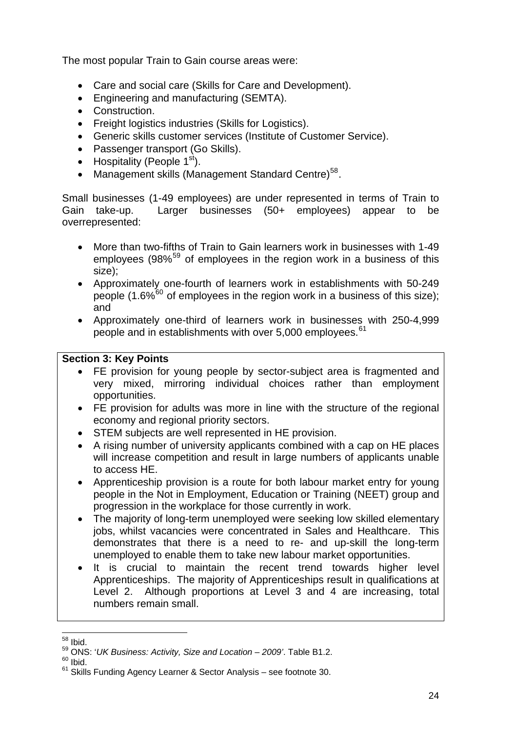The most popular Train to Gain course areas were:

- Care and social care (Skills for Care and Development).
- Engineering and manufacturing (SEMTA).
- Construction.
- Freight logistics industries (Skills for Logistics).
- Generic skills customer services (Institute of Customer Service).
- Passenger transport (Go Skills).
- Hospitality (People 1st).
- Management skills (Management Standard Centre)[58].

Small businesses (1-49 employees) are under represented in terms of Train to Gain take-up. Larger businesses (50+ employees) appear to be overrepresented:

- More than two-fifths of Train to Gain learners work in businesses with 1-49 employees (98%[59] of employees in the region work in a business of this size);
- Approximately one-fourth of learners work in establishments with 50-249 people (1.6%[60] of employees in the region work in a business of this size); and
- Approximately one-third of learners work in businesses with 250-4,999 people and in establishments with over 5,000 employees.[61]

**Section 3: Key Points**

- FE provision for young people by sector-subject area is fragmented and very mixed, mirroring individual choices rather than employment opportunities.
- FE provision for adults was more in line with the structure of the regional economy and regional priority sectors.
- STEM subjects are well represented in HE provision.
- A rising number of university applicants combined with a cap on HE places will increase competition and result in large numbers of applicants unable to access HE.
- Apprenticeship provision is a route for both labour market entry for young people in the Not in Employment, Education or Training (NEET) group and progression in the workplace for those currently in work.
- The majority of long-term unemployed were seeking low skilled elementary jobs, whilst vacancies were concentrated in Sales and Healthcare. This demonstrates that there is a need to re- and up-skill the long-term unemployed to enable them to take new labour market opportunities.
- It is crucial to maintain the recent trend towards higher level Apprenticeships. The majority of Apprenticeships result in qualifications at Level 2. Although proportions at Level 3 and 4 are increasing, total numbers remain small.

---

[58] Ibid.

[59] ONS: '*UK Business: Activity, Size and Location – 2009*'. Table B1.2.

[60] Ibid.

[61] Skills Funding Agency Learner & Sector Analysis – see footnote 30.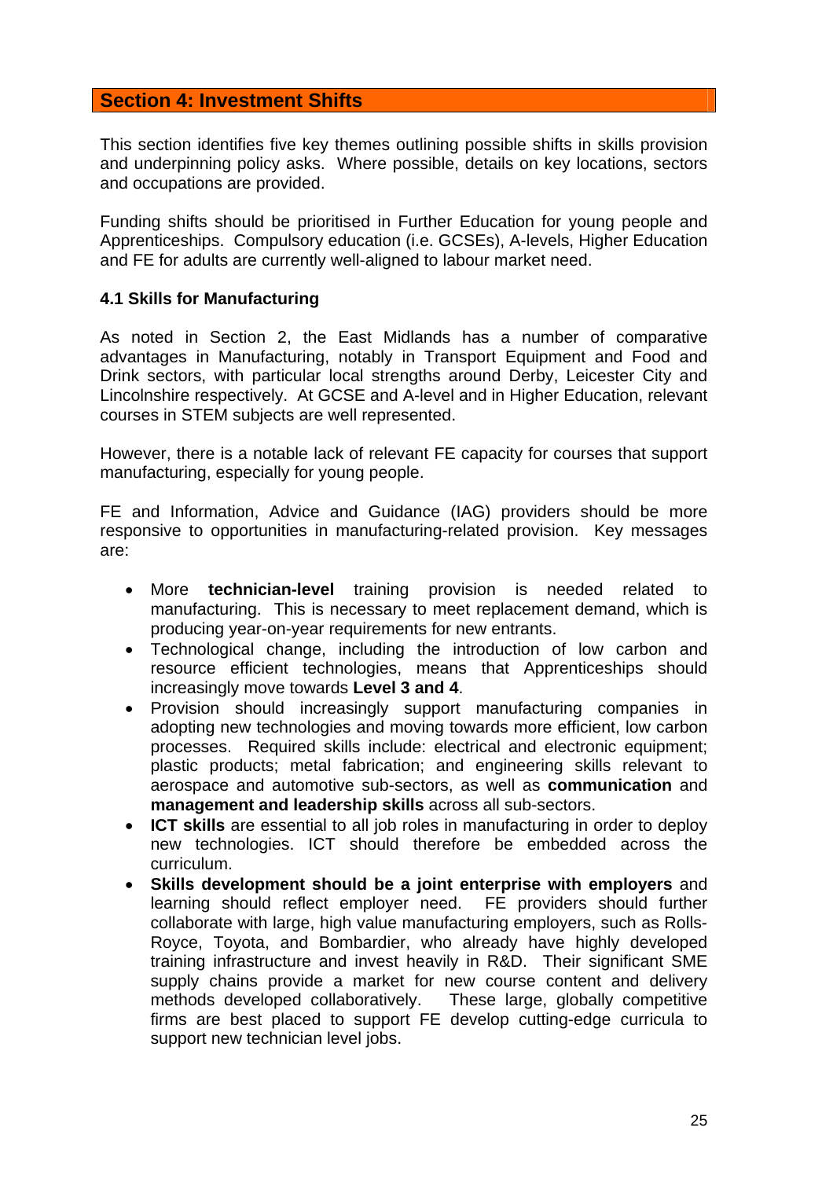## Section 4: Investment Shifts

This section identifies five key themes outlining possible shifts in skills provision and underpinning policy asks. Where possible, details on key locations, sectors and occupations are provided.

Funding shifts should be prioritised in Further Education for young people and Apprenticeships. Compulsory education (i.e. GCSEs), A-levels, Higher Education and FE for adults are currently well-aligned to labour market need.

### 4.1 Skills for Manufacturing

As noted in Section 2, the East Midlands has a number of comparative advantages in Manufacturing, notably in Transport Equipment and Food and Drink sectors, with particular local strengths around Derby, Leicester City and Lincolnshire respectively. At GCSE and A-level and in Higher Education, relevant courses in STEM subjects are well represented.

However, there is a notable lack of relevant FE capacity for courses that support manufacturing, especially for young people.

FE and Information, Advice and Guidance (IAG) providers should be more responsive to opportunities in manufacturing-related provision. Key messages are:

- More **technician-level** training provision is needed related to manufacturing. This is necessary to meet replacement demand, which is producing year-on-year requirements for new entrants.
- Technological change, including the introduction of low carbon and resource efficient technologies, means that Apprenticeships should increasingly move towards **Level 3 and 4**.
- Provision should increasingly support manufacturing companies in adopting new technologies and moving towards more efficient, low carbon processes. Required skills include: electrical and electronic equipment; plastic products; metal fabrication; and engineering skills relevant to aerospace and automotive sub-sectors, as well as **communication** and **management and leadership skills** across all sub-sectors.
- **ICT skills** are essential to all job roles in manufacturing in order to deploy new technologies. ICT should therefore be embedded across the curriculum.
- **Skills development should be a joint enterprise with employers** and learning should reflect employer need. FE providers should further collaborate with large, high value manufacturing employers, such as Rolls-Royce, Toyota, and Bombardier, who already have highly developed training infrastructure and invest heavily in R&D. Their significant SME supply chains provide a market for new course content and delivery methods developed collaboratively. These large, globally competitive firms are best placed to support FE develop cutting-edge curricula to support new technician level jobs.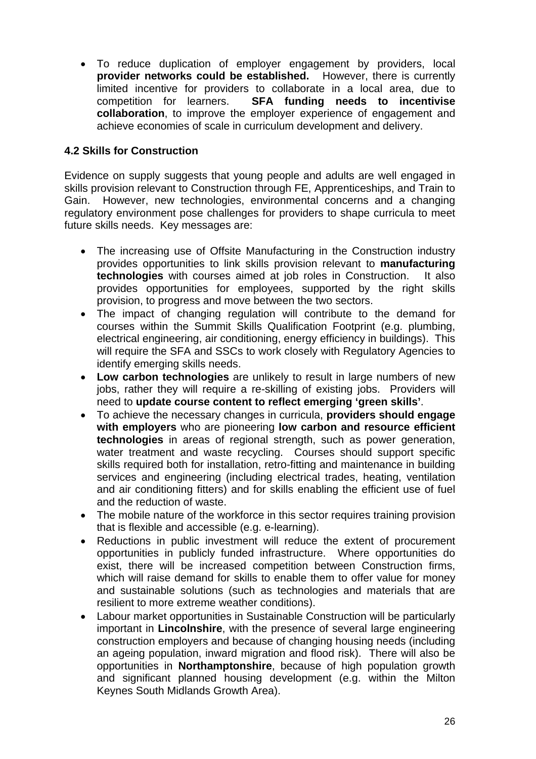- To reduce duplication of employer engagement by providers, local **provider networks could be established.** However, there is currently limited incentive for providers to collaborate in a local area, due to competition for learners. **SFA funding needs to incentivise collaboration**, to improve the employer experience of engagement and achieve economies of scale in curriculum development and delivery.

### 4.2 Skills for Construction

Evidence on supply suggests that young people and adults are well engaged in skills provision relevant to Construction through FE, Apprenticeships, and Train to Gain. However, new technologies, environmental concerns and a changing regulatory environment pose challenges for providers to shape curricula to meet future skills needs. Key messages are:

- The increasing use of Offsite Manufacturing in the Construction industry provides opportunities to link skills provision relevant to **manufacturing technologies** with courses aimed at job roles in Construction. It also provides opportunities for employees, supported by the right skills provision, to progress and move between the two sectors.
- The impact of changing regulation will contribute to the demand for courses within the Summit Skills Qualification Footprint (e.g. plumbing, electrical engineering, air conditioning, energy efficiency in buildings). This will require the SFA and SSCs to work closely with Regulatory Agencies to identify emerging skills needs.
- **Low carbon technologies** are unlikely to result in large numbers of new jobs, rather they will require a re-skilling of existing jobs. Providers will need to **update course content to reflect emerging 'green skills'**.
- To achieve the necessary changes in curricula, **providers should engage with employers** who are pioneering **low carbon and resource efficient technologies** in areas of regional strength, such as power generation, water treatment and waste recycling. Courses should support specific skills required both for installation, retro-fitting and maintenance in building services and engineering (including electrical trades, heating, ventilation and air conditioning fitters) and for skills enabling the efficient use of fuel and the reduction of waste.
- The mobile nature of the workforce in this sector requires training provision that is flexible and accessible (e.g. e-learning).
- Reductions in public investment will reduce the extent of procurement opportunities in publicly funded infrastructure. Where opportunities do exist, there will be increased competition between Construction firms, which will raise demand for skills to enable them to offer value for money and sustainable solutions (such as technologies and materials that are resilient to more extreme weather conditions).
- Labour market opportunities in Sustainable Construction will be particularly important in **Lincolnshire**, with the presence of several large engineering construction employers and because of changing housing needs (including an ageing population, inward migration and flood risk). There will also be opportunities in **Northamptonshire**, because of high population growth and significant planned housing development (e.g. within the Milton Keynes South Midlands Growth Area).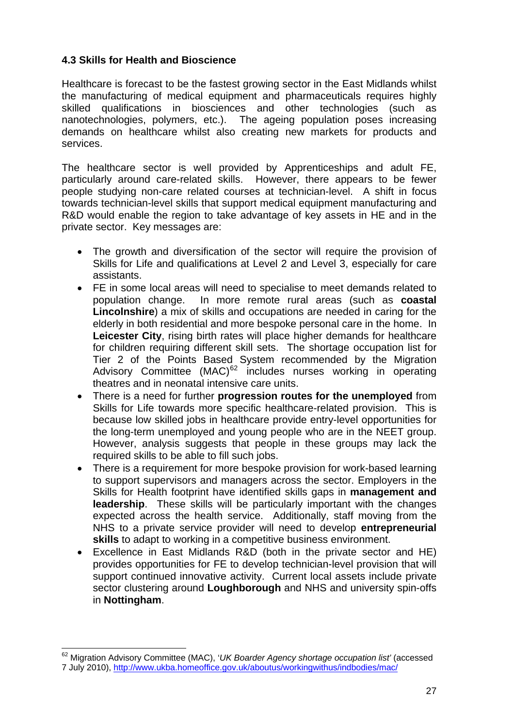### 4.3 Skills for Health and Bioscience

Healthcare is forecast to be the fastest growing sector in the East Midlands whilst the manufacturing of medical equipment and pharmaceuticals requires highly skilled qualifications in biosciences and other technologies (such as nanotechnologies, polymers, etc.). The ageing population poses increasing demands on healthcare whilst also creating new markets for products and services.

The healthcare sector is well provided by Apprenticeships and adult FE, particularly around care-related skills. However, there appears to be fewer people studying non-care related courses at technician-level. A shift in focus towards technician-level skills that support medical equipment manufacturing and R&D would enable the region to take advantage of key assets in HE and in the private sector. Key messages are:

- The growth and diversification of the sector will require the provision of Skills for Life and qualifications at Level 2 and Level 3, especially for care assistants.
- FE in some local areas will need to specialise to meet demands related to population change. In more remote rural areas (such as **coastal Lincolnshire**) a mix of skills and occupations are needed in caring for the elderly in both residential and more bespoke personal care in the home. In **Leicester City**, rising birth rates will place higher demands for healthcare for children requiring different skill sets. The shortage occupation list for Tier 2 of the Points Based System recommended by the Migration Advisory Committee (MAC)[62] includes nurses working in operating theatres and in neonatal intensive care units.
- There is a need for further **progression routes for the unemployed** from Skills for Life towards more specific healthcare-related provision. This is because low skilled jobs in healthcare provide entry-level opportunities for the long-term unemployed and young people who are in the NEET group. However, analysis suggests that people in these groups may lack the required skills to be able to fill such jobs.
- There is a requirement for more bespoke provision for work-based learning to support supervisors and managers across the sector. Employers in the Skills for Health footprint have identified skills gaps in **management and leadership**. These skills will be particularly important with the changes expected across the health service. Additionally, staff moving from the NHS to a private service provider will need to develop **entrepreneurial skills** to adapt to working in a competitive business environment.
- Excellence in East Midlands R&D (both in the private sector and HE) provides opportunities for FE to develop technician-level provision that will support continued innovative activity. Current local assets include private sector clustering around **Loughborough** and NHS and university spin-offs in **Nottingham**.

---

[62] Migration Advisory Committee (MAC), '*UK Boarder Agency shortage occupation list*' (accessed 7 July 2010), http://www.ukba.homeoffice.gov.uk/aboutus/workingwithus/indbodies/mac/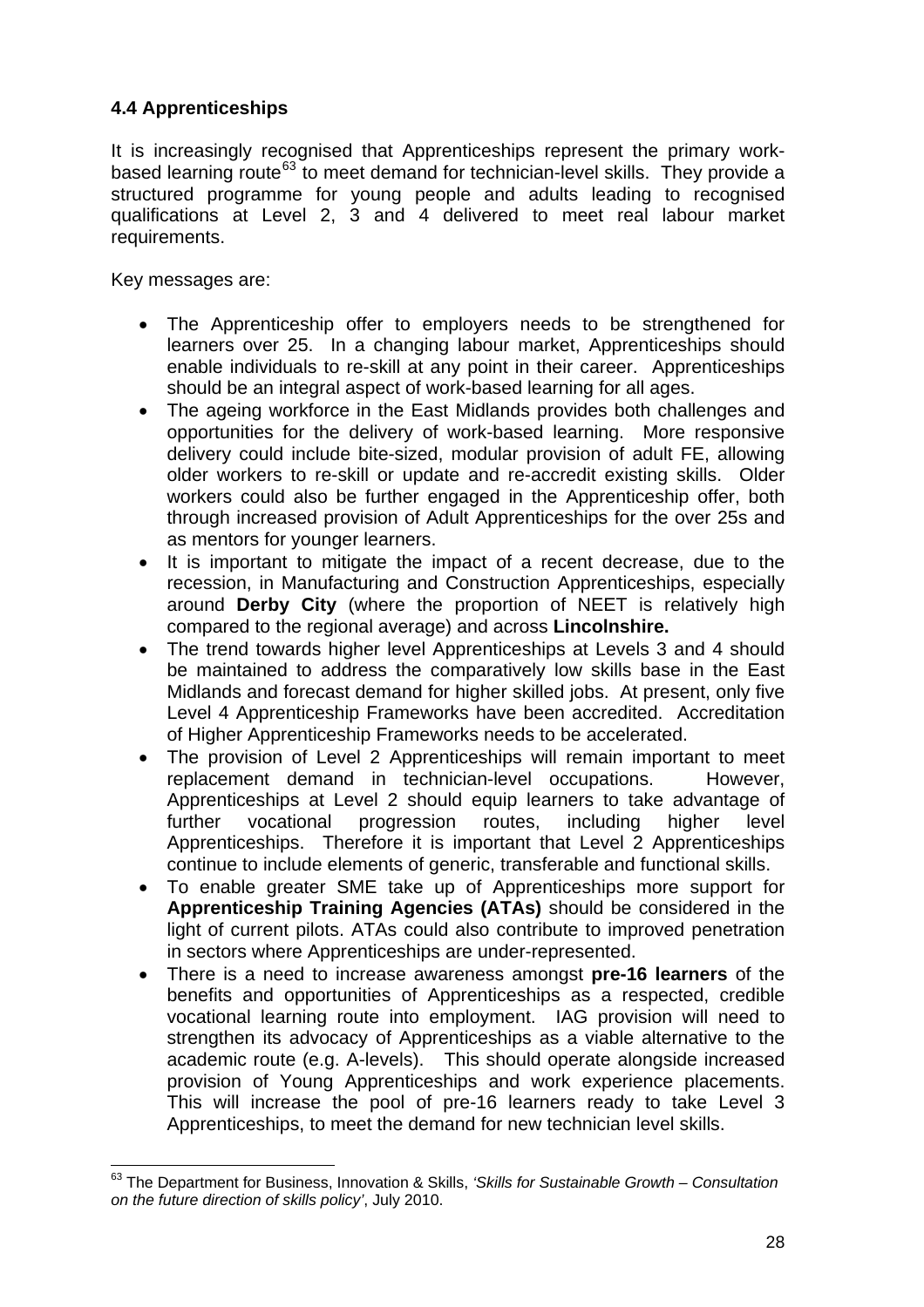### 4.4 Apprenticeships

It is increasingly recognised that Apprenticeships represent the primary work-based learning route[63] to meet demand for technician-level skills. They provide a structured programme for young people and adults leading to recognised qualifications at Level 2, 3 and 4 delivered to meet real labour market requirements.

Key messages are:

- The Apprenticeship offer to employers needs to be strengthened for learners over 25. In a changing labour market, Apprenticeships should enable individuals to re-skill at any point in their career. Apprenticeships should be an integral aspect of work-based learning for all ages.
- The ageing workforce in the East Midlands provides both challenges and opportunities for the delivery of work-based learning. More responsive delivery could include bite-sized, modular provision of adult FE, allowing older workers to re-skill or update and re-accredit existing skills. Older workers could also be further engaged in the Apprenticeship offer, both through increased provision of Adult Apprenticeships for the over 25s and as mentors for younger learners.
- It is important to mitigate the impact of a recent decrease, due to the recession, in Manufacturing and Construction Apprenticeships, especially around **Derby City** (where the proportion of NEET is relatively high compared to the regional average) and across **Lincolnshire.**
- The trend towards higher level Apprenticeships at Levels 3 and 4 should be maintained to address the comparatively low skills base in the East Midlands and forecast demand for higher skilled jobs. At present, only five Level 4 Apprenticeship Frameworks have been accredited. Accreditation of Higher Apprenticeship Frameworks needs to be accelerated.
- The provision of Level 2 Apprenticeships will remain important to meet replacement demand in technician-level occupations. However, Apprenticeships at Level 2 should equip learners to take advantage of further vocational progression routes, including higher level Apprenticeships. Therefore it is important that Level 2 Apprenticeships continue to include elements of generic, transferable and functional skills.
- To enable greater SME take up of Apprenticeships more support for **Apprenticeship Training Agencies (ATAs)** should be considered in the light of current pilots. ATAs could also contribute to improved penetration in sectors where Apprenticeships are under-represented.
- There is a need to increase awareness amongst **pre-16 learners** of the benefits and opportunities of Apprenticeships as a respected, credible vocational learning route into employment. IAG provision will need to strengthen its advocacy of Apprenticeships as a viable alternative to the academic route (e.g. A-levels). This should operate alongside increased provision of Young Apprenticeships and work experience placements. This will increase the pool of pre-16 learners ready to take Level 3 Apprenticeships, to meet the demand for new technician level skills.

---

[63] The Department for Business, Innovation & Skills, *'Skills for Sustainable Growth – Consultation on the future direction of skills policy'*, July 2010.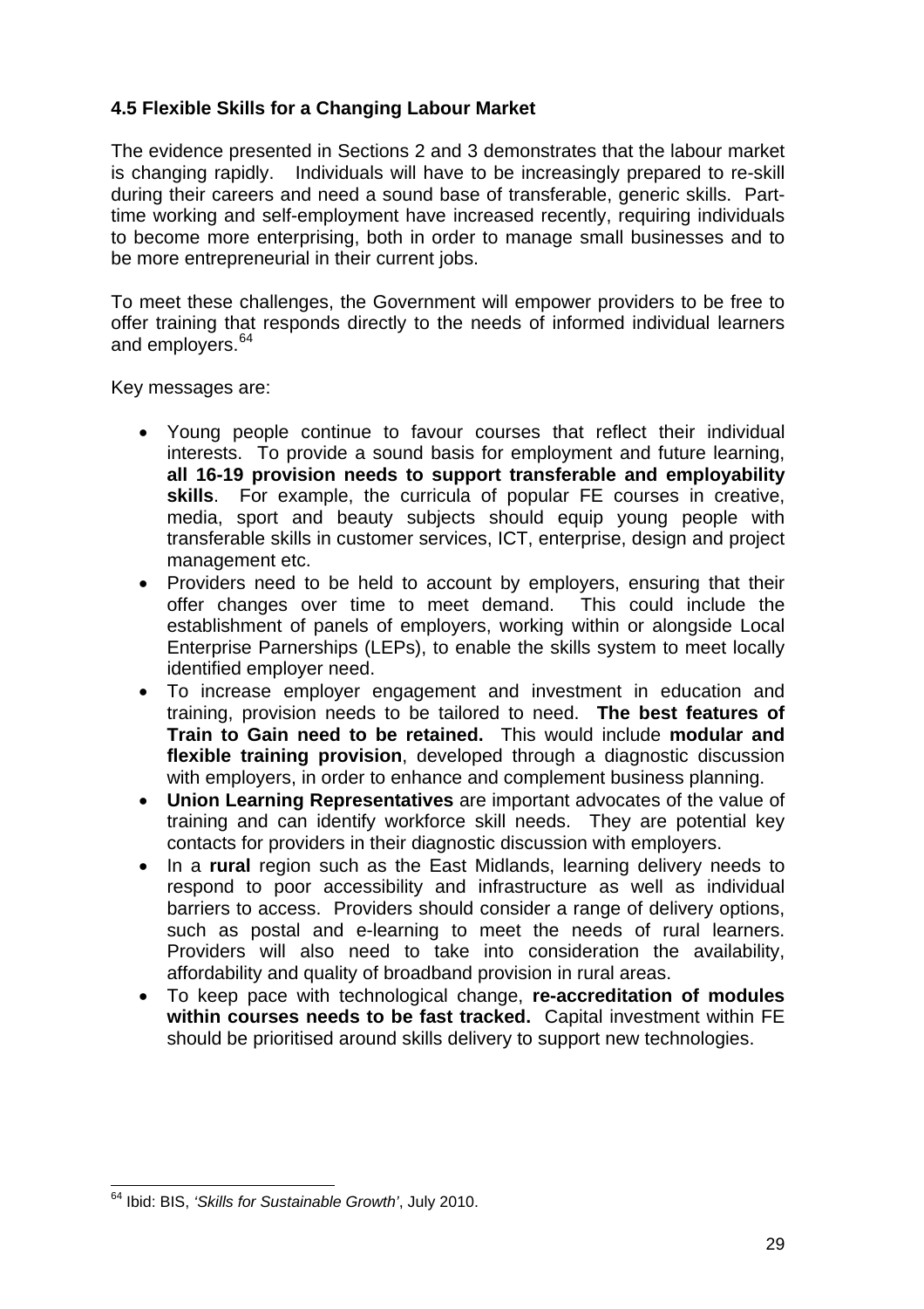### 4.5 Flexible Skills for a Changing Labour Market

The evidence presented in Sections 2 and 3 demonstrates that the labour market is changing rapidly. Individuals will have to be increasingly prepared to re-skill during their careers and need a sound base of transferable, generic skills. Part-time working and self-employment have increased recently, requiring individuals to become more enterprising, both in order to manage small businesses and to be more entrepreneurial in their current jobs.

To meet these challenges, the Government will empower providers to be free to offer training that responds directly to the needs of informed individual learners and employers.[64]

Key messages are:

- Young people continue to favour courses that reflect their individual interests. To provide a sound basis for employment and future learning, **all 16-19 provision needs to support transferable and employability skills**. For example, the curricula of popular FE courses in creative, media, sport and beauty subjects should equip young people with transferable skills in customer services, ICT, enterprise, design and project management etc.
- Providers need to be held to account by employers, ensuring that their offer changes over time to meet demand. This could include the establishment of panels of employers, working within or alongside Local Enterprise Parnerships (LEPs), to enable the skills system to meet locally identified employer need.
- To increase employer engagement and investment in education and training, provision needs to be tailored to need. **The best features of Train to Gain need to be retained.** This would include **modular and flexible training provision**, developed through a diagnostic discussion with employers, in order to enhance and complement business planning.
- **Union Learning Representatives** are important advocates of the value of training and can identify workforce skill needs. They are potential key contacts for providers in their diagnostic discussion with employers.
- In a **rural** region such as the East Midlands, learning delivery needs to respond to poor accessibility and infrastructure as well as individual barriers to access. Providers should consider a range of delivery options, such as postal and e-learning to meet the needs of rural learners. Providers will also need to take into consideration the availability, affordability and quality of broadband provision in rural areas.
- To keep pace with technological change, **re-accreditation of modules within courses needs to be fast tracked.** Capital investment within FE should be prioritised around skills delivery to support new technologies.

---

[64] Ibid: BIS, *'Skills for Sustainable Growth'*, July 2010.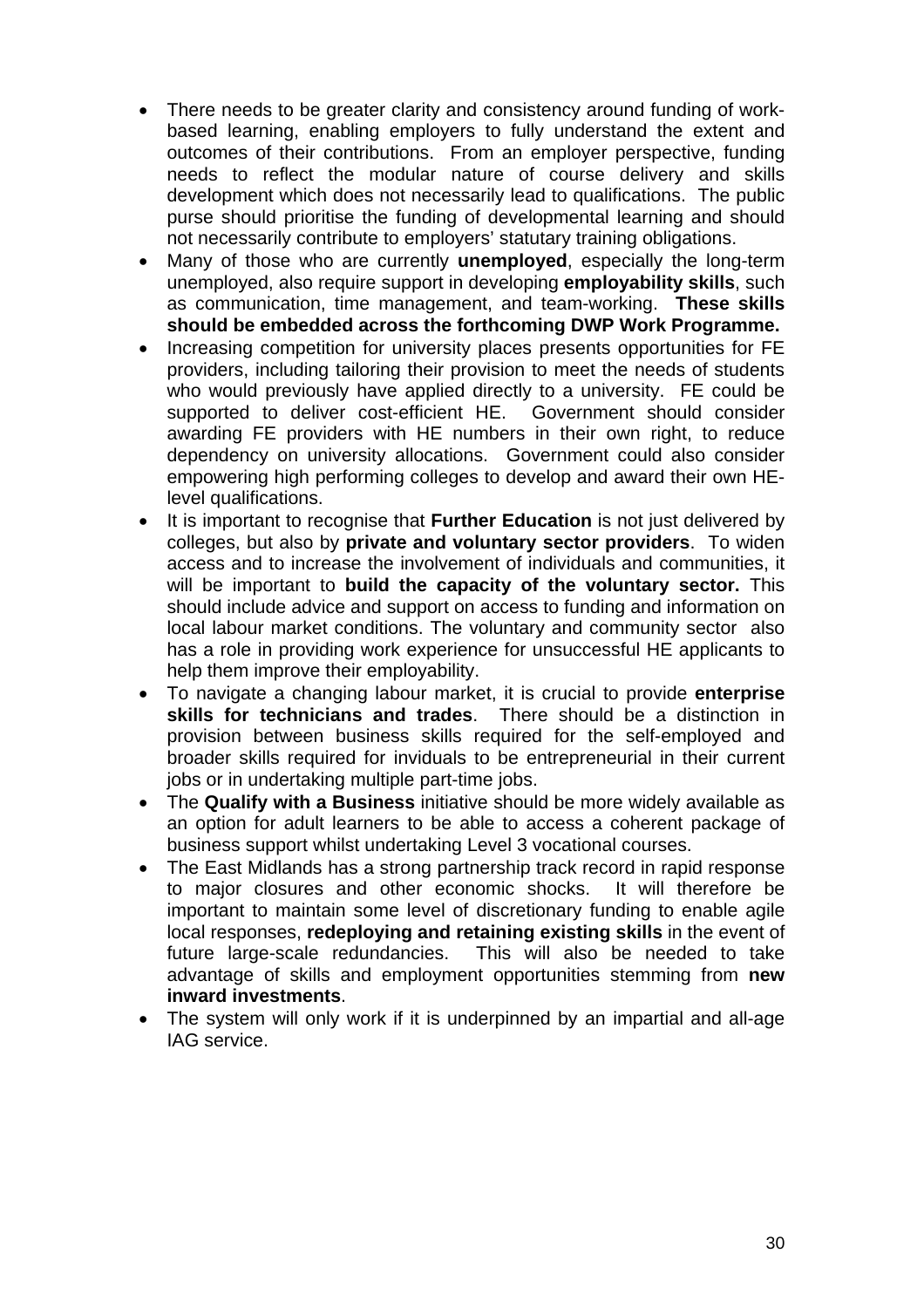- There needs to be greater clarity and consistency around funding of work-based learning, enabling employers to fully understand the extent and outcomes of their contributions. From an employer perspective, funding needs to reflect the modular nature of course delivery and skills development which does not necessarily lead to qualifications. The public purse should prioritise the funding of developmental learning and should not necessarily contribute to employers' statutory training obligations.
- Many of those who are currently **unemployed**, especially the long-term unemployed, also require support in developing **employability skills**, such as communication, time management, and team-working. **These skills should be embedded across the forthcoming DWP Work Programme.**
- Increasing competition for university places presents opportunities for FE providers, including tailoring their provision to meet the needs of students who would previously have applied directly to a university. FE could be supported to deliver cost-efficient HE. Government should consider awarding FE providers with HE numbers in their own right, to reduce dependency on university allocations. Government could also consider empowering high performing colleges to develop and award their own HE-level qualifications.
- It is important to recognise that **Further Education** is not just delivered by colleges, but also by **private and voluntary sector providers**. To widen access and to increase the involvement of individuals and communities, it will be important to **build the capacity of the voluntary sector.** This should include advice and support on access to funding and information on local labour market conditions. The voluntary and community sector also has a role in providing work experience for unsuccessful HE applicants to help them improve their employability.
- To navigate a changing labour market, it is crucial to provide **enterprise skills for technicians and trades**. There should be a distinction in provision between business skills required for the self-employed and broader skills required for inviduals to be entrepreneurial in their current jobs or in undertaking multiple part-time jobs.
- The **Qualify with a Business** initiative should be more widely available as an option for adult learners to be able to access a coherent package of business support whilst undertaking Level 3 vocational courses.
- The East Midlands has a strong partnership track record in rapid response to major closures and other economic shocks. It will therefore be important to maintain some level of discretionary funding to enable agile local responses, **redeploying and retaining existing skills** in the event of future large-scale redundancies. This will also be needed to take advantage of skills and employment opportunities stemming from **new inward investments**.
- The system will only work if it is underpinned by an impartial and all-age IAG service.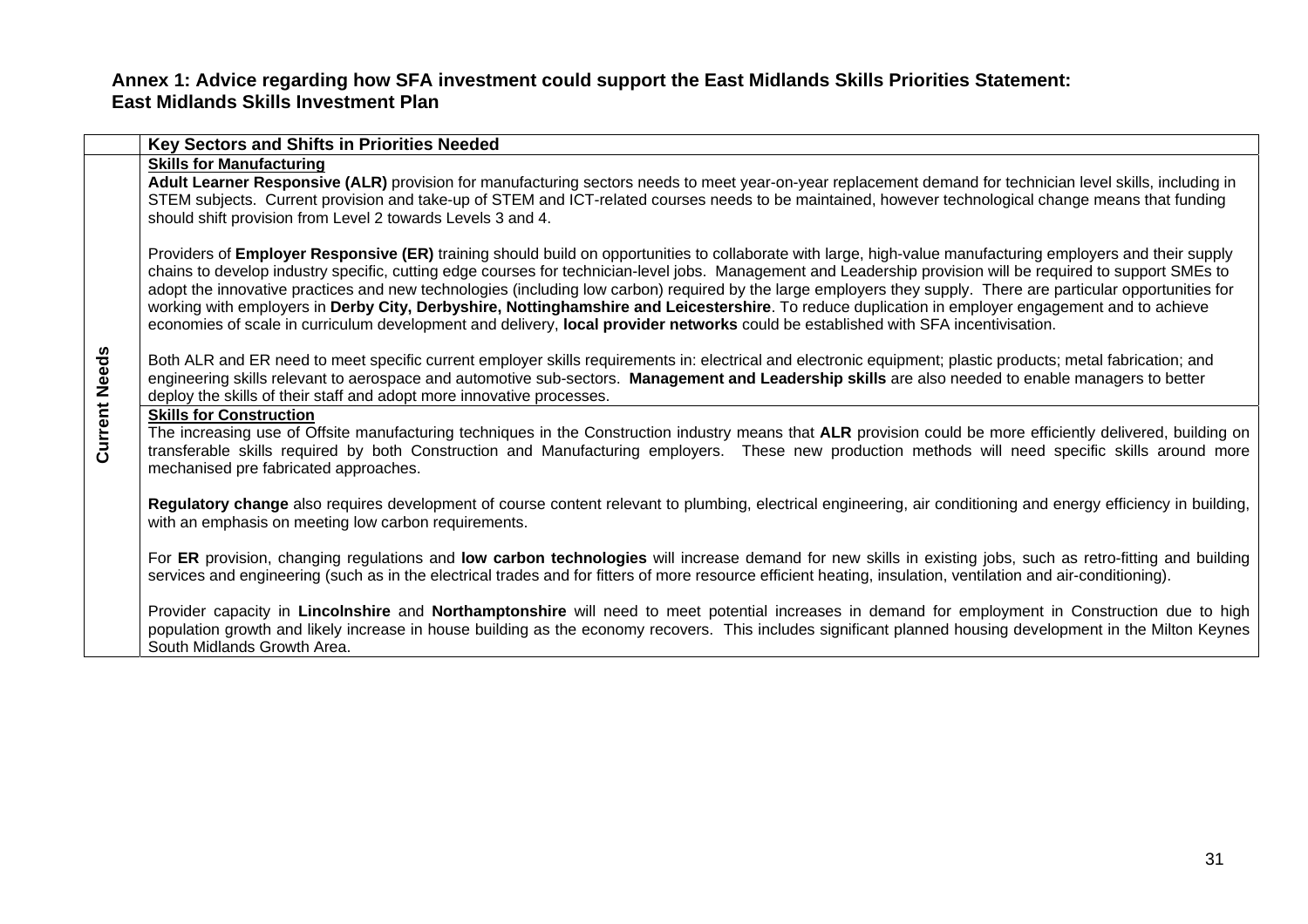**Annex 1: Advice regarding how SFA investment could support the East Midlands Skills Priorities Statement: East Midlands Skills Investment Plan**

| | Key Sectors and Shifts in Priorities Needed |
|---|---|
| **Current Needs** | **Skills for Manufacturing**<br>**Adult Learner Responsive (ALR)** provision for manufacturing sectors needs to meet year-on-year replacement demand for technician level skills, including in STEM subjects. Current provision and take-up of STEM and ICT-related courses needs to be maintained, however technological change means that funding should shift provision from Level 2 towards Levels 3 and 4.<br><br>Providers of **Employer Responsive (ER)** training should build on opportunities to collaborate with large, high-value manufacturing employers and their supply chains to develop industry specific, cutting edge courses for technician-level jobs. Management and Leadership provision will be required to support SMEs to adopt the innovative practices and new technologies (including low carbon) required by the large employers they supply. There are particular opportunities for working with employers in **Derby City, Derbyshire, Nottinghamshire and Leicestershire**. To reduce duplication in employer engagement and to achieve economies of scale in curriculum development and delivery, **local provider networks** could be established with SFA incentivisation.<br><br>Both ALR and ER need to meet specific current employer skills requirements in: electrical and electronic equipment; plastic products; metal fabrication; and engineering skills relevant to aerospace and automotive sub-sectors. **Management and Leadership skills** are also needed to enable managers to better deploy the skills of their staff and adopt more innovative processes. |
| | **Skills for Construction**<br>The increasing use of Offsite manufacturing techniques in the Construction industry means that **ALR** provision could be more efficiently delivered, building on transferable skills required by both Construction and Manufacturing employers. These new production methods will need specific skills around more mechanised pre fabricated approaches.<br><br>**Regulatory change** also requires development of course content relevant to plumbing, electrical engineering, air conditioning and energy efficiency in building, with an emphasis on meeting low carbon requirements.<br><br>For **ER** provision, changing regulations and **low carbon technologies** will increase demand for new skills in existing jobs, such as retro-fitting and building services and engineering (such as in the electrical trades and for fitters of more resource efficient heating, insulation, ventilation and air-conditioning).<br><br>Provider capacity in **Lincolnshire** and **Northamptonshire** will need to meet potential increases in demand for employment in Construction due to high population growth and likely increase in house building as the economy recovers. This includes significant planned housing development in the Milton Keynes South Midlands Growth Area. |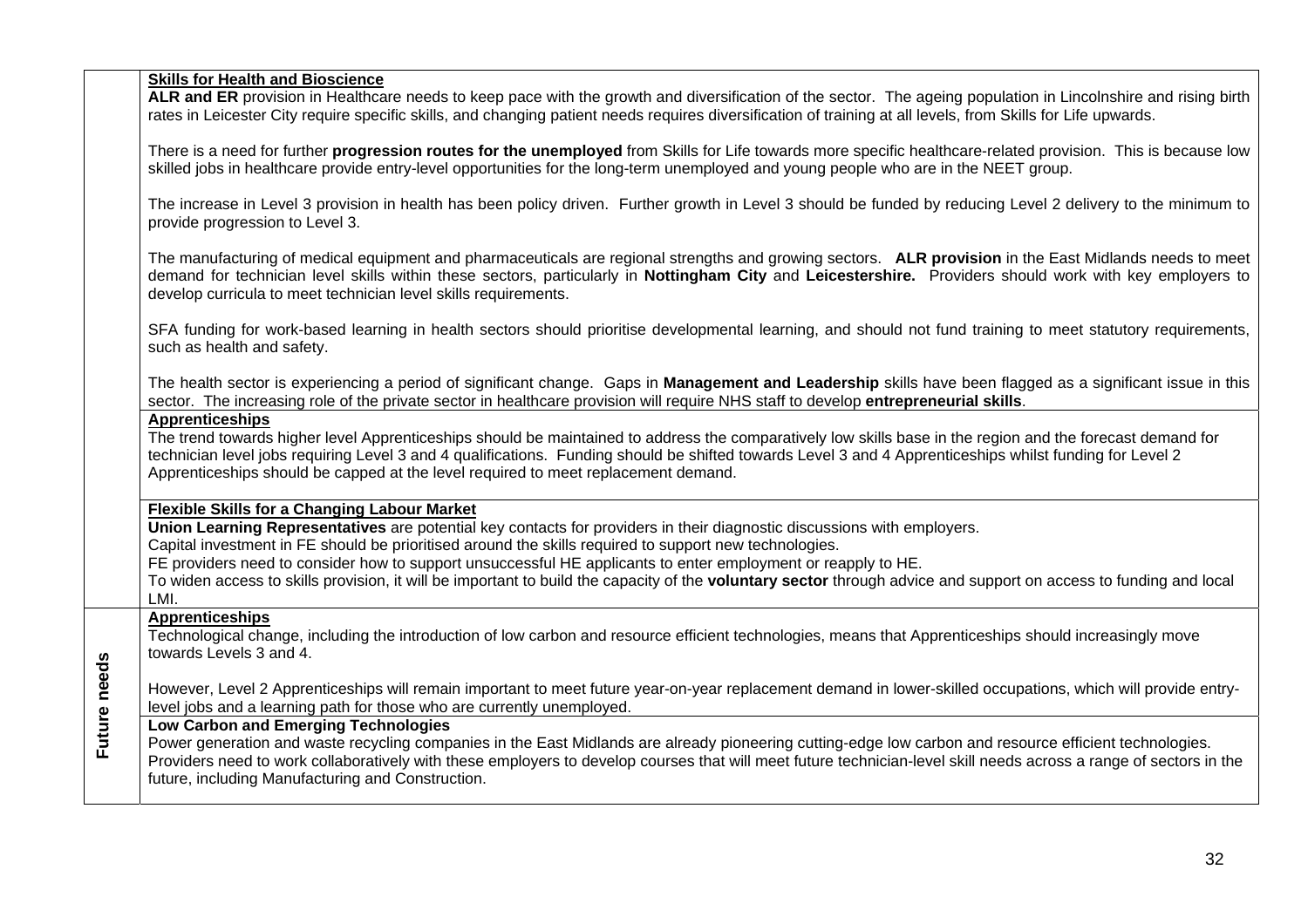| | |
|---|---|
| | **Skills for Health and Bioscience**<br>**ALR and ER** provision in Healthcare needs to keep pace with the growth and diversification of the sector. The ageing population in Lincolnshire and rising birth rates in Leicester City require specific skills, and changing patient needs requires diversification of training at all levels, from Skills for Life upwards.<br><br>There is a need for further **progression routes for the unemployed** from Skills for Life towards more specific healthcare-related provision. This is because low skilled jobs in healthcare provide entry-level opportunities for the long-term unemployed and young people who are in the NEET group.<br><br>The increase in Level 3 provision in health has been policy driven. Further growth in Level 3 should be funded by reducing Level 2 delivery to the minimum to provide progression to Level 3.<br><br>The manufacturing of medical equipment and pharmaceuticals are regional strengths and growing sectors. **ALR provision** in the East Midlands needs to meet demand for technician level skills within these sectors, particularly in **Nottingham City** and **Leicestershire.** Providers should work with key employers to develop curricula to meet technician level skills requirements.<br><br>SFA funding for work-based learning in health sectors should prioritise developmental learning, and should not fund training to meet statutory requirements, such as health and safety.<br><br>The health sector is experiencing a period of significant change. Gaps in **Management and Leadership** skills have been flagged as a significant issue in this sector. The increasing role of the private sector in healthcare provision will require NHS staff to develop **entrepreneurial skills**. |
| | **Apprenticeships**<br>The trend towards higher level Apprenticeships should be maintained to address the comparatively low skills base in the region and the forecast demand for technician level jobs requiring Level 3 and 4 qualifications. Funding should be shifted towards Level 3 and 4 Apprenticeships whilst funding for Level 2 Apprenticeships should be capped at the level required to meet replacement demand. |
| | **Flexible Skills for a Changing Labour Market**<br>**Union Learning Representatives** are potential key contacts for providers in their diagnostic discussions with employers.<br>Capital investment in FE should be prioritised around the skills required to support new technologies.<br>FE providers need to consider how to support unsuccessful HE applicants to enter employment or reapply to HE.<br>To widen access to skills provision, it will be important to build the capacity of the **voluntary sector** through advice and support on access to funding and local LMI. |
| **Future needs** | **Apprenticeships**<br>Technological change, including the introduction of low carbon and resource efficient technologies, means that Apprenticeships should increasingly move towards Levels 3 and 4.<br><br>However, Level 2 Apprenticeships will remain important to meet future year-on-year replacement demand in lower-skilled occupations, which will provide entry-level jobs and a learning path for those who are currently unemployed. |
| | **Low Carbon and Emerging Technologies**<br>Power generation and waste recycling companies in the East Midlands are already pioneering cutting-edge low carbon and resource efficient technologies. Providers need to work collaboratively with these employers to develop courses that will meet future technician-level skill needs across a range of sectors in the future, including Manufacturing and Construction. |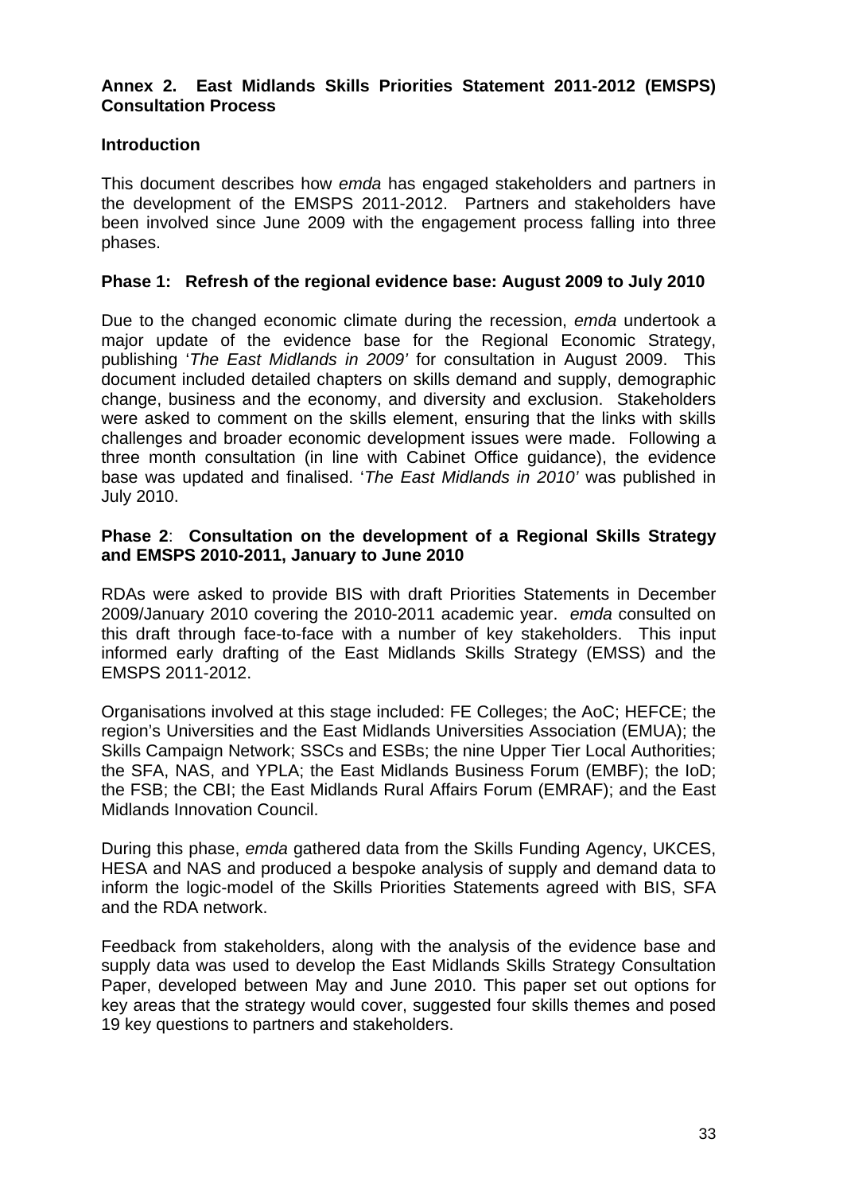## Annex 2. East Midlands Skills Priorities Statement 2011-2012 (EMSPS) Consultation Process

### Introduction

This document describes how *emda* has engaged stakeholders and partners in the development of the EMSPS 2011-2012. Partners and stakeholders have been involved since June 2009 with the engagement process falling into three phases.

### Phase 1: Refresh of the regional evidence base: August 2009 to July 2010

Due to the changed economic climate during the recession, *emda* undertook a major update of the evidence base for the Regional Economic Strategy, publishing '*The East Midlands in 2009'* for consultation in August 2009. This document included detailed chapters on skills demand and supply, demographic change, business and the economy, and diversity and exclusion. Stakeholders were asked to comment on the skills element, ensuring that the links with skills challenges and broader economic development issues were made. Following a three month consultation (in line with Cabinet Office guidance), the evidence base was updated and finalised. '*The East Midlands in 2010'* was published in July 2010.

### Phase 2: Consultation on the development of a Regional Skills Strategy and EMSPS 2010-2011, January to June 2010

RDAs were asked to provide BIS with draft Priorities Statements in December 2009/January 2010 covering the 2010-2011 academic year. *emda* consulted on this draft through face-to-face with a number of key stakeholders. This input informed early drafting of the East Midlands Skills Strategy (EMSS) and the EMSPS 2011-2012.

Organisations involved at this stage included: FE Colleges; the AoC; HEFCE; the region's Universities and the East Midlands Universities Association (EMUA); the Skills Campaign Network; SSCs and ESBs; the nine Upper Tier Local Authorities; the SFA, NAS, and YPLA; the East Midlands Business Forum (EMBF); the IoD; the FSB; the CBI; the East Midlands Rural Affairs Forum (EMRAF); and the East Midlands Innovation Council.

During this phase, *emda* gathered data from the Skills Funding Agency, UKCES, HESA and NAS and produced a bespoke analysis of supply and demand data to inform the logic-model of the Skills Priorities Statements agreed with BIS, SFA and the RDA network.

Feedback from stakeholders, along with the analysis of the evidence base and supply data was used to develop the East Midlands Skills Strategy Consultation Paper, developed between May and June 2010. This paper set out options for key areas that the strategy would cover, suggested four skills themes and posed 19 key questions to partners and stakeholders.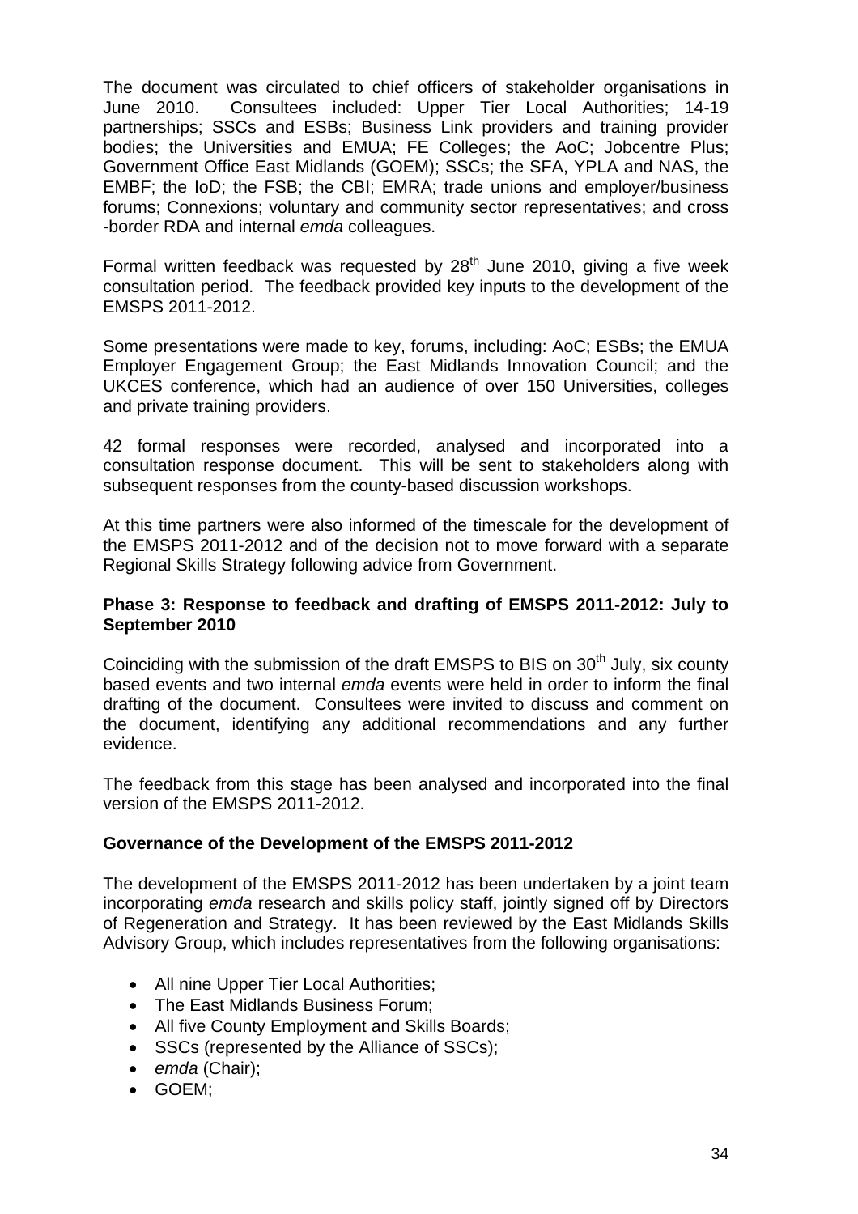The document was circulated to chief officers of stakeholder organisations in June 2010. Consultees included: Upper Tier Local Authorities; 14-19 partnerships; SSCs and ESBs; Business Link providers and training provider bodies; the Universities and EMUA; FE Colleges; the AoC; Jobcentre Plus; Government Office East Midlands (GOEM); SSCs; the SFA, YPLA and NAS, the EMBF; the IoD; the FSB; the CBI; EMRA; trade unions and employer/business forums; Connexions; voluntary and community sector representatives; and cross -border RDA and internal *emda* colleagues.

Formal written feedback was requested by 28th June 2010, giving a five week consultation period. The feedback provided key inputs to the development of the EMSPS 2011-2012.

Some presentations were made to key, forums, including: AoC; ESBs; the EMUA Employer Engagement Group; the East Midlands Innovation Council; and the UKCES conference, which had an audience of over 150 Universities, colleges and private training providers.

42 formal responses were recorded, analysed and incorporated into a consultation response document. This will be sent to stakeholders along with subsequent responses from the county-based discussion workshops.

At this time partners were also informed of the timescale for the development of the EMSPS 2011-2012 and of the decision not to move forward with a separate Regional Skills Strategy following advice from Government.

**Phase 3: Response to feedback and drafting of EMSPS 2011-2012: July to September 2010**

Coinciding with the submission of the draft EMSPS to BIS on 30th July, six county based events and two internal *emda* events were held in order to inform the final drafting of the document. Consultees were invited to discuss and comment on the document, identifying any additional recommendations and any further evidence.

The feedback from this stage has been analysed and incorporated into the final version of the EMSPS 2011-2012.

**Governance of the Development of the EMSPS 2011-2012**

The development of the EMSPS 2011-2012 has been undertaken by a joint team incorporating *emda* research and skills policy staff, jointly signed off by Directors of Regeneration and Strategy. It has been reviewed by the East Midlands Skills Advisory Group, which includes representatives from the following organisations:

- All nine Upper Tier Local Authorities;
- The East Midlands Business Forum;
- All five County Employment and Skills Boards;
- SSCs (represented by the Alliance of SSCs);
- *emda* (Chair);
- GOEM;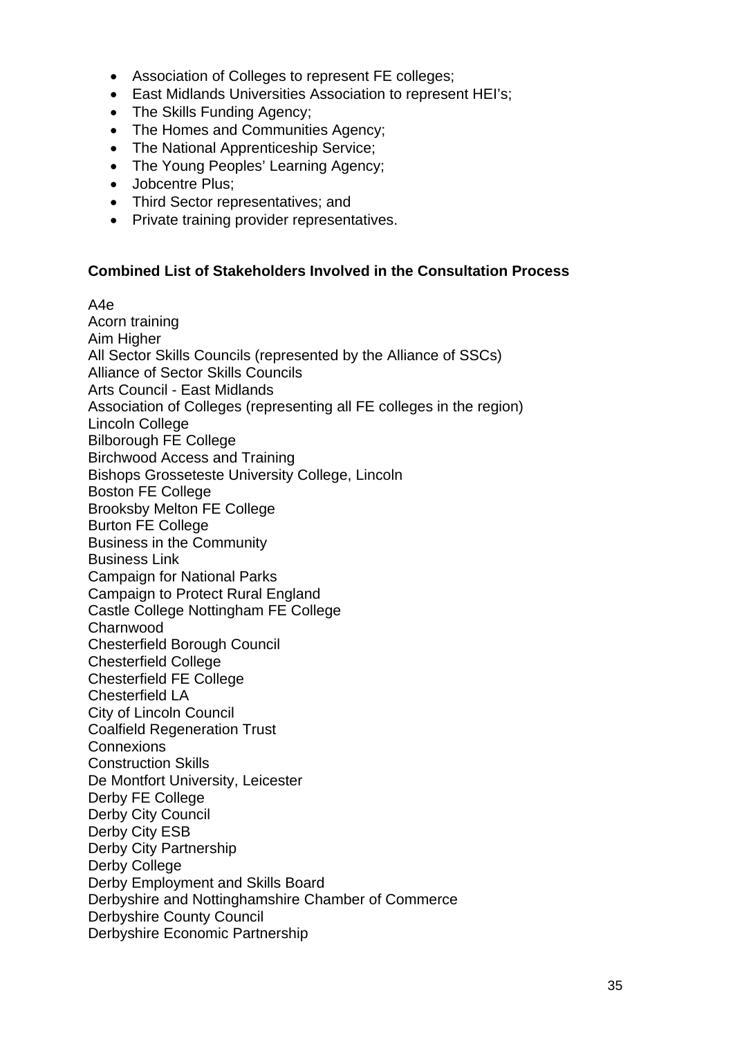- Association of Colleges to represent FE colleges;
- East Midlands Universities Association to represent HEI's;
- The Skills Funding Agency;
- The Homes and Communities Agency;
- The National Apprenticeship Service;
- The Young Peoples' Learning Agency;
- Jobcentre Plus;
- Third Sector representatives; and
- Private training provider representatives.

**Combined List of Stakeholders Involved in the Consultation Process**

A4e
Acorn training
Aim Higher
All Sector Skills Councils (represented by the Alliance of SSCs)
Alliance of Sector Skills Councils
Arts Council - East Midlands
Association of Colleges (representing all FE colleges in the region)
Lincoln College
Bilborough FE College
Birchwood Access and Training
Bishops Grosseteste University College, Lincoln
Boston FE College
Brooksby Melton FE College
Burton FE College
Business in the Community
Business Link
Campaign for National Parks
Campaign to Protect Rural England
Castle College Nottingham FE College
Charnwood
Chesterfield Borough Council
Chesterfield College
Chesterfield FE College
Chesterfield LA
City of Lincoln Council
Coalfield Regeneration Trust
Connexions
Construction Skills
De Montfort University, Leicester
Derby FE College
Derby City Council
Derby City ESB
Derby City Partnership
Derby College
Derby Employment and Skills Board
Derbyshire and Nottinghamshire Chamber of Commerce
Derbyshire County Council
Derbyshire Economic Partnership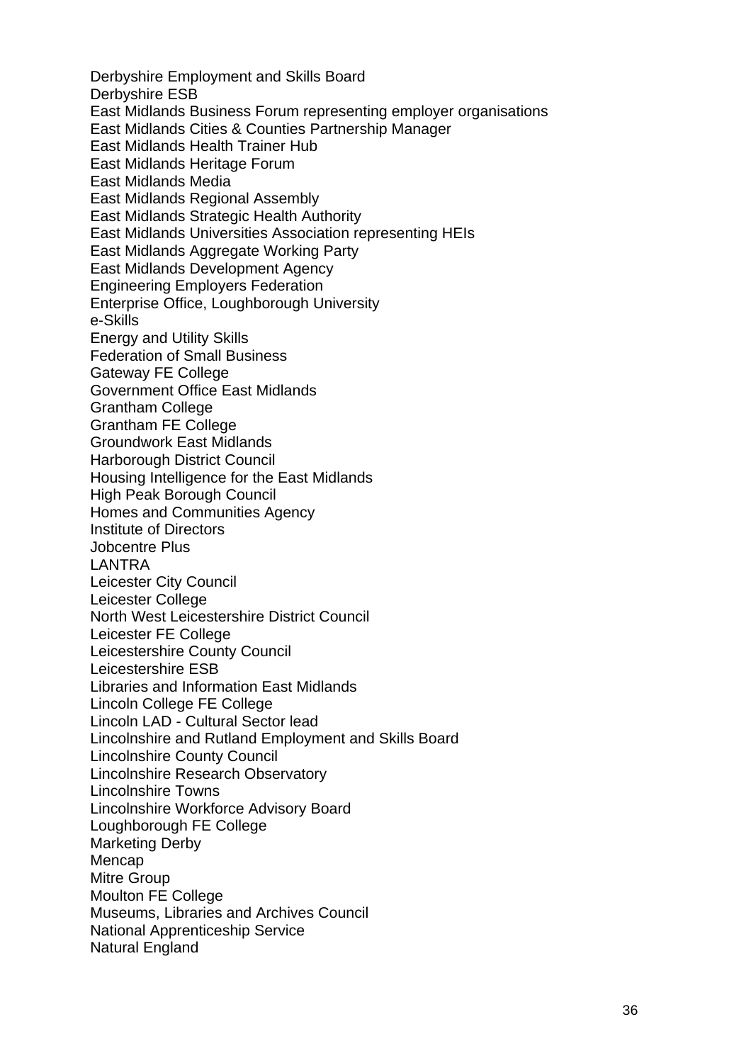Derbyshire Employment and Skills Board
Derbyshire ESB
East Midlands Business Forum representing employer organisations
East Midlands Cities & Counties Partnership Manager
East Midlands Health Trainer Hub
East Midlands Heritage Forum
East Midlands Media
East Midlands Regional Assembly
East Midlands Strategic Health Authority
East Midlands Universities Association representing HEIs
East Midlands Aggregate Working Party
East Midlands Development Agency
Engineering Employers Federation
Enterprise Office, Loughborough University
e-Skills
Energy and Utility Skills
Federation of Small Business
Gateway FE College
Government Office East Midlands
Grantham College
Grantham FE College
Groundwork East Midlands
Harborough District Council
Housing Intelligence for the East Midlands
High Peak Borough Council
Homes and Communities Agency
Institute of Directors
Jobcentre Plus
LANTRA
Leicester City Council
Leicester College
North West Leicestershire District Council
Leicester FE College
Leicestershire County Council
Leicestershire ESB
Libraries and Information East Midlands
Lincoln College FE College
Lincoln LAD - Cultural Sector lead
Lincolnshire and Rutland Employment and Skills Board
Lincolnshire County Council
Lincolnshire Research Observatory
Lincolnshire Towns
Lincolnshire Workforce Advisory Board
Loughborough FE College
Marketing Derby
Mencap
Mitre Group
Moulton FE College
Museums, Libraries and Archives Council
National Apprenticeship Service
Natural England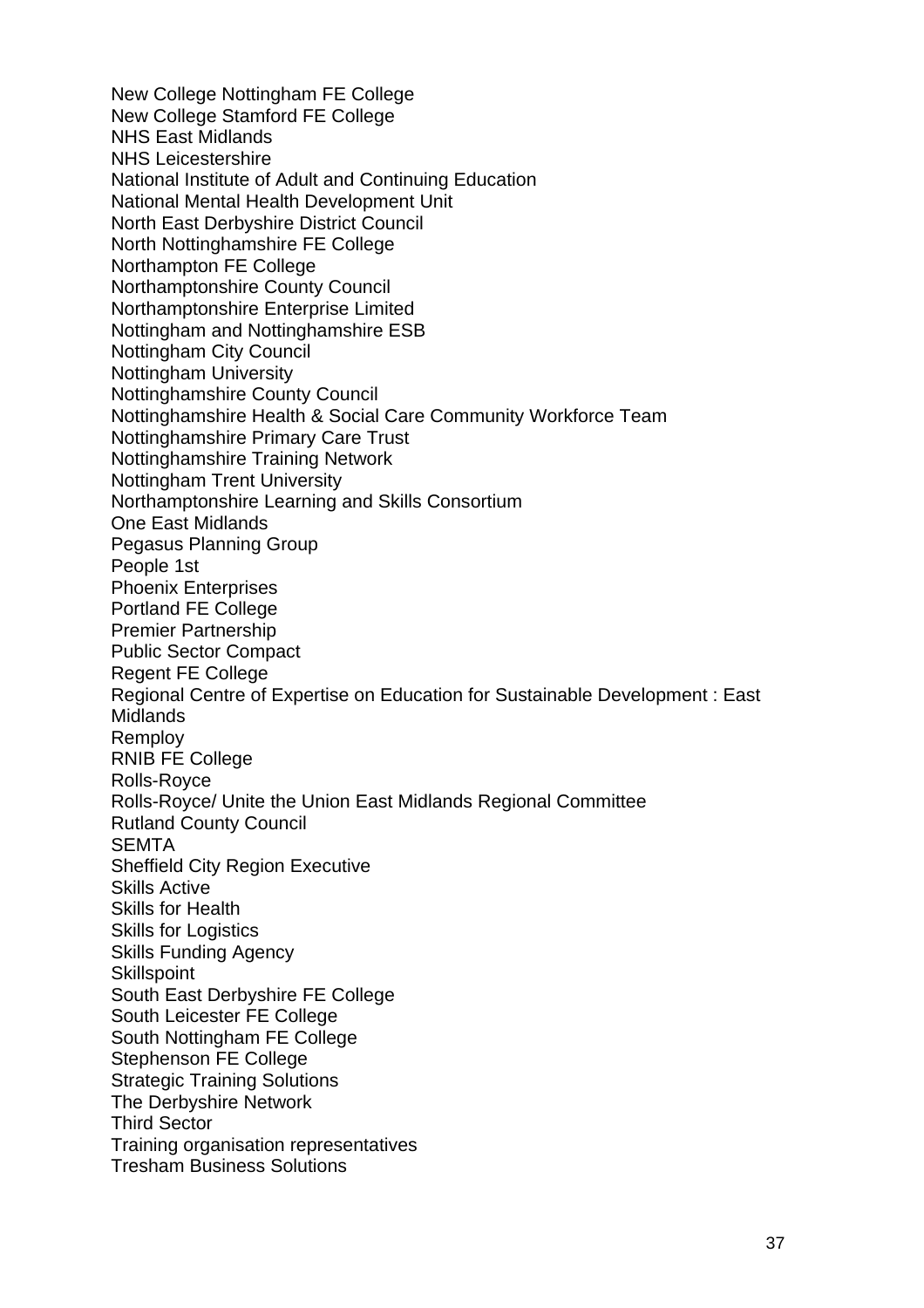New College Nottingham FE College
New College Stamford FE College
NHS East Midlands
NHS Leicestershire
National Institute of Adult and Continuing Education
National Mental Health Development Unit
North East Derbyshire District Council
North Nottinghamshire FE College
Northampton FE College
Northamptonshire County Council
Northamptonshire Enterprise Limited
Nottingham and Nottinghamshire ESB
Nottingham City Council
Nottingham University
Nottinghamshire County Council
Nottinghamshire Health & Social Care Community Workforce Team
Nottinghamshire Primary Care Trust
Nottinghamshire Training Network
Nottingham Trent University
Northamptonshire Learning and Skills Consortium
One East Midlands
Pegasus Planning Group
People 1st
Phoenix Enterprises
Portland FE College
Premier Partnership
Public Sector Compact
Regent FE College
Regional Centre of Expertise on Education for Sustainable Development : East Midlands
Remploy
RNIB FE College
Rolls-Royce
Rolls-Royce/ Unite the Union East Midlands Regional Committee
Rutland County Council
SEMTA
Sheffield City Region Executive
Skills Active
Skills for Health
Skills for Logistics
Skills Funding Agency
Skillspoint
South East Derbyshire FE College
South Leicester FE College
South Nottingham FE College
Stephenson FE College
Strategic Training Solutions
The Derbyshire Network
Third Sector
Training organisation representatives
Tresham Business Solutions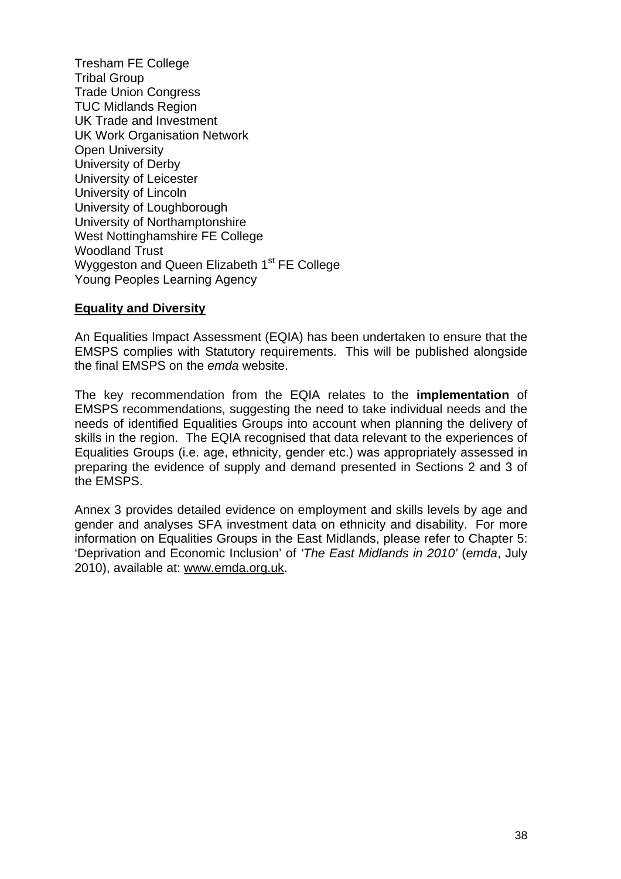Tresham FE College
Tribal Group
Trade Union Congress
TUC Midlands Region
UK Trade and Investment
UK Work Organisation Network
Open University
University of Derby
University of Leicester
University of Lincoln
University of Loughborough
University of Northamptonshire
West Nottinghamshire FE College
Woodland Trust
Wyggeston and Queen Elizabeth 1st FE College
Young Peoples Learning Agency

## Equality and Diversity

An Equalities Impact Assessment (EQIA) has been undertaken to ensure that the EMSPS complies with Statutory requirements. This will be published alongside the final EMSPS on the *emda* website.

The key recommendation from the EQIA relates to the **implementation** of EMSPS recommendations, suggesting the need to take individual needs and the needs of identified Equalities Groups into account when planning the delivery of skills in the region. The EQIA recognised that data relevant to the experiences of Equalities Groups (i.e. age, ethnicity, gender etc.) was appropriately assessed in preparing the evidence of supply and demand presented in Sections 2 and 3 of the EMSPS.

Annex 3 provides detailed evidence on employment and skills levels by age and gender and analyses SFA investment data on ethnicity and disability. For more information on Equalities Groups in the East Midlands, please refer to Chapter 5: 'Deprivation and Economic Inclusion' of *'The East Midlands in 2010'* (*emda*, July 2010), available at: www.emda.org.uk.